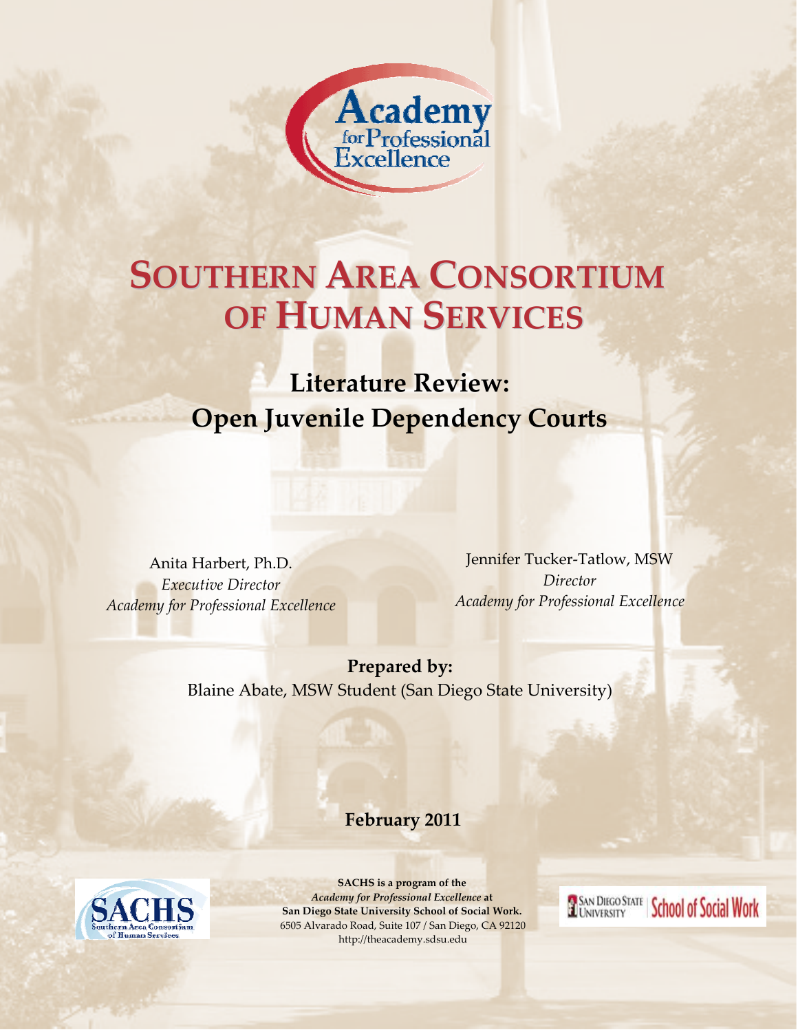Academy for Professional Excellence

# SOUTHERN AREA CONSORTIUM OF HUMAN SERVICES

## Literature Review: Open Juvenile Dependency Courts

Anita Harbert, Ph.D.
*Executive Director*
*Academy for Professional Excellence*

Jennifer Tucker-Tatlow, MSW
*Director*
*Academy for Professional Excellence*

**Prepared by:**
Blaine Abate, MSW Student (San Diego State University)

**February 2011**

**SACHS is a program of the**
***Academy for Professional Excellence* at**
**San Diego State University School of Social Work.**
6505 Alvarado Road, Suite 107 / San Diego, CA 92120
http://theacademy.sdsu.edu

SACHS Southern Area Consortium of Human Services

San Diego State University | School of Social Work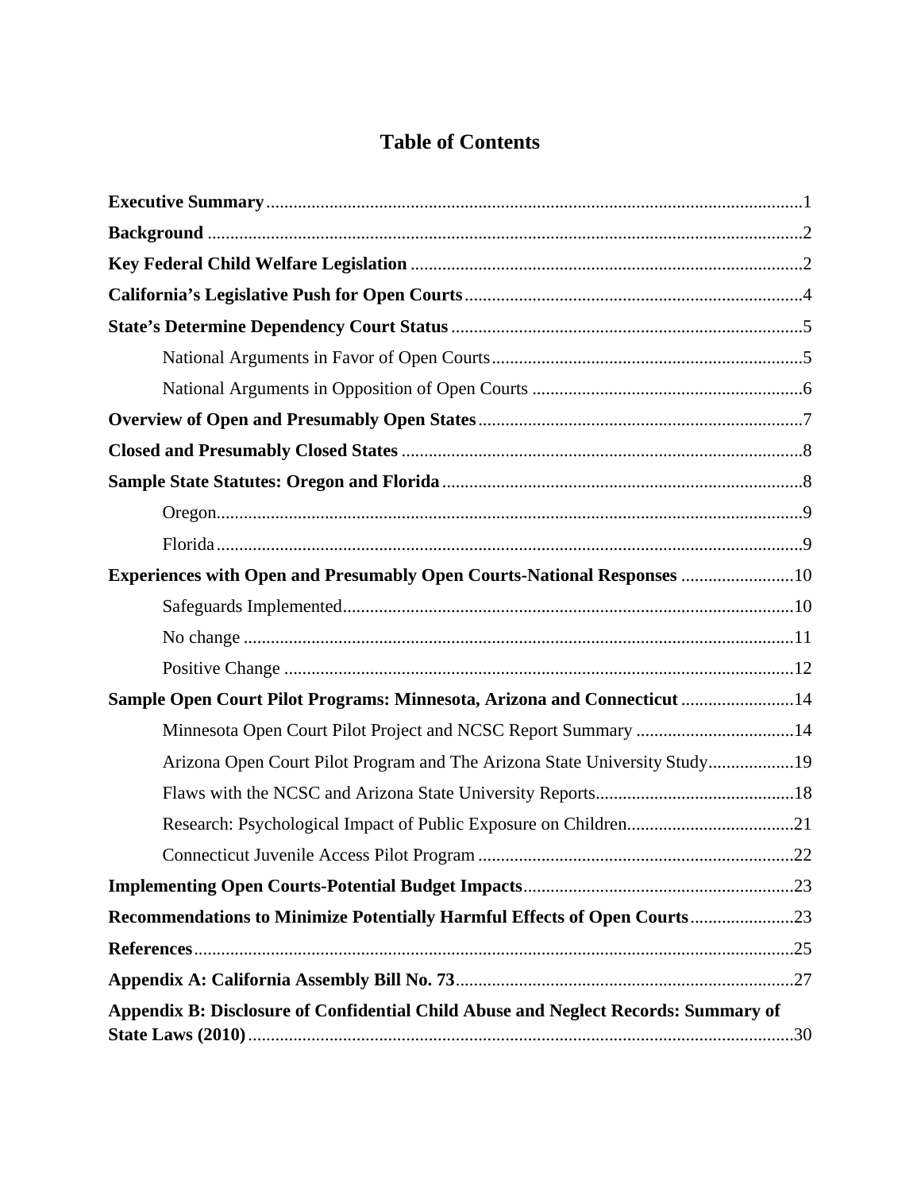# Table of Contents

**Executive Summary** ....................................................................................................... 1

**Background** .................................................................................................................. 2

**Key Federal Child Welfare Legislation** ....................................................................... 2

**California's Legislative Push for Open Courts** ........................................................... 4

**State's Determine Dependency Court Status** .............................................................. 5

- National Arguments in Favor of Open Courts ..................................................... 5
- National Arguments in Opposition of Open Courts ............................................ 6

**Overview of Open and Presumably Open States** ........................................................ 7

**Closed and Presumably Closed States** ......................................................................... 8

**Sample State Statutes: Oregon and Florida** ................................................................ 8

- Oregon ................................................................................................................. 9
- Florida ................................................................................................................. 9

**Experiences with Open and Presumably Open Courts-National Responses** ........................ 10

- Safeguards Implemented .................................................................................... 10
- No change .......................................................................................................... 11
- Positive Change ................................................................................................. 12

**Sample Open Court Pilot Programs: Minnesota, Arizona and Connecticut** ........................ 14

- Minnesota Open Court Pilot Project and NCSC Report Summary ................................... 14
- Arizona Open Court Pilot Program and The Arizona State University Study ................... 19
- Flaws with the NCSC and Arizona State University Reports ............................................ 18
- Research: Psychological Impact of Public Exposure on Children ..................................... 21
- Connecticut Juvenile Access Pilot Program ...................................................................... 22

**Implementing Open Courts-Potential Budget Impacts** ..................................................... 23

**Recommendations to Minimize Potentially Harmful Effects of Open Courts** ..................... 23

**References** ................................................................................................................... 25

**Appendix A: California Assembly Bill No. 73** .............................................................. 27

**Appendix B: Disclosure of Confidential Child Abuse and Neglect Records: Summary of State Laws (2010)** ......................................................................................................... 30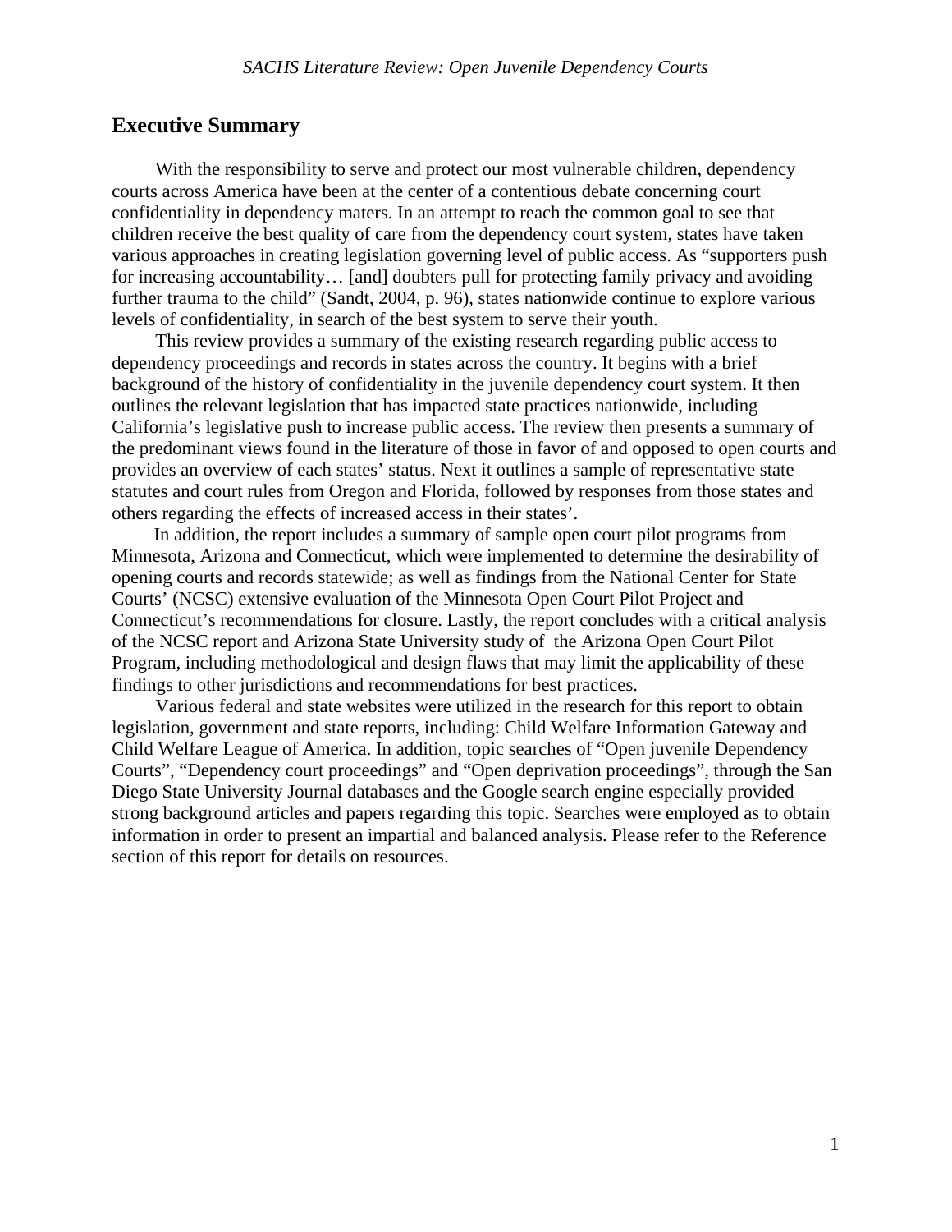## Executive Summary

With the responsibility to serve and protect our most vulnerable children, dependency courts across America have been at the center of a contentious debate concerning court confidentiality in dependency maters. In an attempt to reach the common goal to see that children receive the best quality of care from the dependency court system, states have taken various approaches in creating legislation governing level of public access. As "supporters push for increasing accountability… [and] doubters pull for protecting family privacy and avoiding further trauma to the child" (Sandt, 2004, p. 96), states nationwide continue to explore various levels of confidentiality, in search of the best system to serve their youth.

This review provides a summary of the existing research regarding public access to dependency proceedings and records in states across the country. It begins with a brief background of the history of confidentiality in the juvenile dependency court system. It then outlines the relevant legislation that has impacted state practices nationwide, including California's legislative push to increase public access. The review then presents a summary of the predominant views found in the literature of those in favor of and opposed to open courts and provides an overview of each states' status. Next it outlines a sample of representative state statutes and court rules from Oregon and Florida, followed by responses from those states and others regarding the effects of increased access in their states'.

In addition, the report includes a summary of sample open court pilot programs from Minnesota, Arizona and Connecticut, which were implemented to determine the desirability of opening courts and records statewide; as well as findings from the National Center for State Courts' (NCSC) extensive evaluation of the Minnesota Open Court Pilot Project and Connecticut's recommendations for closure. Lastly, the report concludes with a critical analysis of the NCSC report and Arizona State University study of the Arizona Open Court Pilot Program, including methodological and design flaws that may limit the applicability of these findings to other jurisdictions and recommendations for best practices.

Various federal and state websites were utilized in the research for this report to obtain legislation, government and state reports, including: Child Welfare Information Gateway and Child Welfare League of America. In addition, topic searches of "Open juvenile Dependency Courts", "Dependency court proceedings" and "Open deprivation proceedings", through the San Diego State University Journal databases and the Google search engine especially provided strong background articles and papers regarding this topic. Searches were employed as to obtain information in order to present an impartial and balanced analysis. Please refer to the Reference section of this report for details on resources.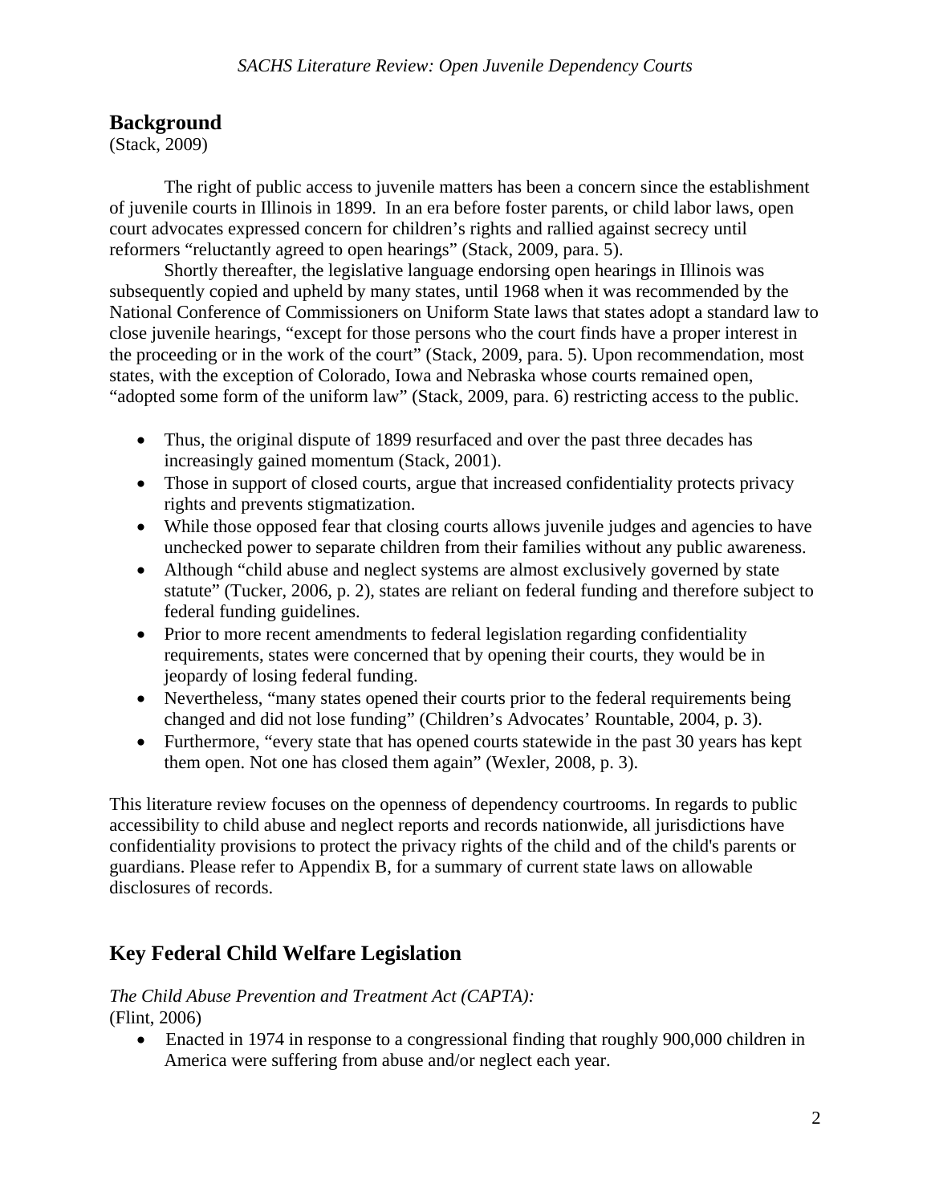## Background

(Stack, 2009)

The right of public access to juvenile matters has been a concern since the establishment of juvenile courts in Illinois in 1899. In an era before foster parents, or child labor laws, open court advocates expressed concern for children's rights and rallied against secrecy until reformers "reluctantly agreed to open hearings" (Stack, 2009, para. 5).

Shortly thereafter, the legislative language endorsing open hearings in Illinois was subsequently copied and upheld by many states, until 1968 when it was recommended by the National Conference of Commissioners on Uniform State laws that states adopt a standard law to close juvenile hearings, "except for those persons who the court finds have a proper interest in the proceeding or in the work of the court" (Stack, 2009, para. 5). Upon recommendation, most states, with the exception of Colorado, Iowa and Nebraska whose courts remained open, "adopted some form of the uniform law" (Stack, 2009, para. 6) restricting access to the public.

- Thus, the original dispute of 1899 resurfaced and over the past three decades has increasingly gained momentum (Stack, 2001).
- Those in support of closed courts, argue that increased confidentiality protects privacy rights and prevents stigmatization.
- While those opposed fear that closing courts allows juvenile judges and agencies to have unchecked power to separate children from their families without any public awareness.
- Although "child abuse and neglect systems are almost exclusively governed by state statute" (Tucker, 2006, p. 2), states are reliant on federal funding and therefore subject to federal funding guidelines.
- Prior to more recent amendments to federal legislation regarding confidentiality requirements, states were concerned that by opening their courts, they would be in jeopardy of losing federal funding.
- Nevertheless, "many states opened their courts prior to the federal requirements being changed and did not lose funding" (Children's Advocates' Rountable, 2004, p. 3).
- Furthermore, "every state that has opened courts statewide in the past 30 years has kept them open. Not one has closed them again" (Wexler, 2008, p. 3).

This literature review focuses on the openness of dependency courtrooms. In regards to public accessibility to child abuse and neglect reports and records nationwide, all jurisdictions have confidentiality provisions to protect the privacy rights of the child and of the child's parents or guardians. Please refer to Appendix B, for a summary of current state laws on allowable disclosures of records.

## Key Federal Child Welfare Legislation

*The Child Abuse Prevention and Treatment Act (CAPTA):*
(Flint, 2006)

- Enacted in 1974 in response to a congressional finding that roughly 900,000 children in America were suffering from abuse and/or neglect each year.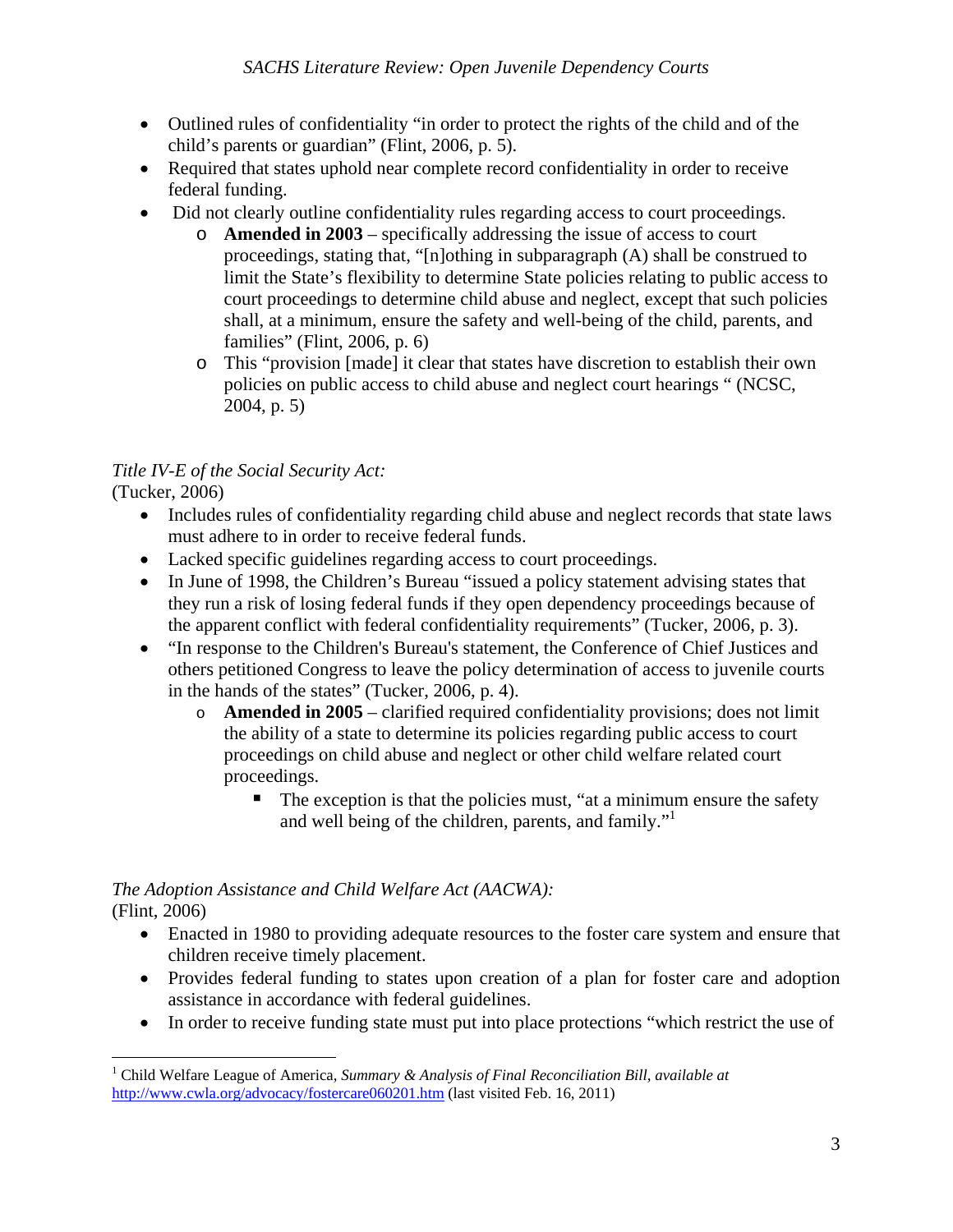- Outlined rules of confidentiality "in order to protect the rights of the child and of the child's parents or guardian" (Flint, 2006, p. 5).
- Required that states uphold near complete record confidentiality in order to receive federal funding.
- Did not clearly outline confidentiality rules regarding access to court proceedings.
  - **Amended in 2003** – specifically addressing the issue of access to court proceedings, stating that, "[n]othing in subparagraph (A) shall be construed to limit the State's flexibility to determine State policies relating to public access to court proceedings to determine child abuse and neglect, except that such policies shall, at a minimum, ensure the safety and well-being of the child, parents, and families" (Flint, 2006, p. 6)
  - This "provision [made] it clear that states have discretion to establish their own policies on public access to child abuse and neglect court hearings " (NCSC, 2004, p. 5)

*Title IV-E of the Social Security Act:*
(Tucker, 2006)

- Includes rules of confidentiality regarding child abuse and neglect records that state laws must adhere to in order to receive federal funds.
- Lacked specific guidelines regarding access to court proceedings.
- In June of 1998, the Children's Bureau "issued a policy statement advising states that they run a risk of losing federal funds if they open dependency proceedings because of the apparent conflict with federal confidentiality requirements" (Tucker, 2006, p. 3).
- "In response to the Children's Bureau's statement, the Conference of Chief Justices and others petitioned Congress to leave the policy determination of access to juvenile courts in the hands of the states" (Tucker, 2006, p. 4).
  - **Amended in 2005** – clarified required confidentiality provisions; does not limit the ability of a state to determine its policies regarding public access to court proceedings on child abuse and neglect or other child welfare related court proceedings.
    - The exception is that the policies must, "at a minimum ensure the safety and well being of the children, parents, and family."[1]

*The Adoption Assistance and Child Welfare Act (AACWA):*
(Flint, 2006)

- Enacted in 1980 to providing adequate resources to the foster care system and ensure that children receive timely placement.
- Provides federal funding to states upon creation of a plan for foster care and adoption assistance in accordance with federal guidelines.
- In order to receive funding state must put into place protections "which restrict the use of

---

[1] Child Welfare League of America, *Summary & Analysis of Final Reconciliation Bill, available at* http://www.cwla.org/advocacy/fostercare060201.htm (last visited Feb. 16, 2011)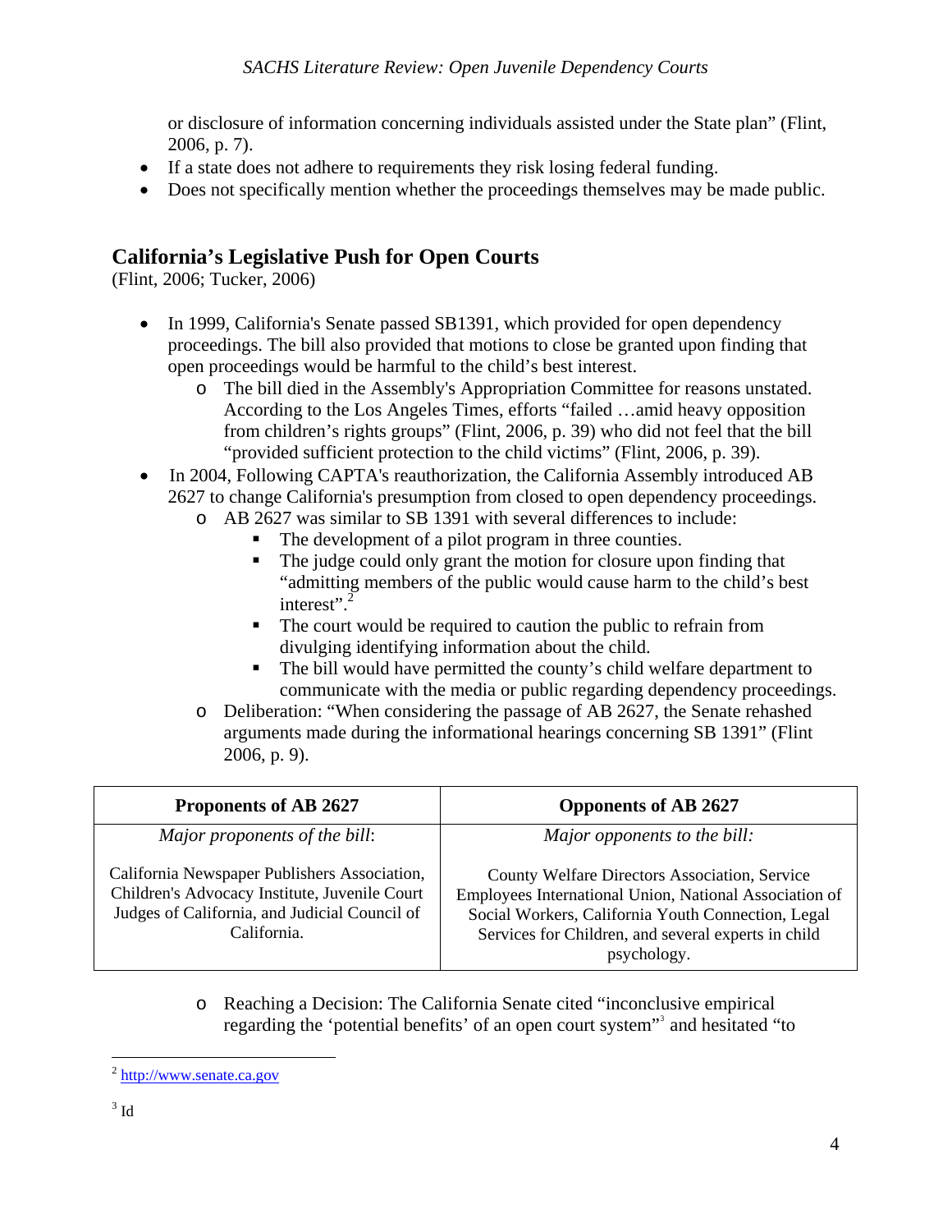or disclosure of information concerning individuals assisted under the State plan" (Flint, 2006, p. 7).

- If a state does not adhere to requirements they risk losing federal funding.
- Does not specifically mention whether the proceedings themselves may be made public.

## California's Legislative Push for Open Courts

(Flint, 2006; Tucker, 2006)

- In 1999, California's Senate passed SB1391, which provided for open dependency proceedings. The bill also provided that motions to close be granted upon finding that open proceedings would be harmful to the child's best interest.
  - The bill died in the Assembly's Appropriation Committee for reasons unstated. According to the Los Angeles Times, efforts "failed …amid heavy opposition from children's rights groups" (Flint, 2006, p. 39) who did not feel that the bill "provided sufficient protection to the child victims" (Flint, 2006, p. 39).
- In 2004, Following CAPTA's reauthorization, the California Assembly introduced AB 2627 to change California's presumption from closed to open dependency proceedings.
  - AB 2627 was similar to SB 1391 with several differences to include:
    - The development of a pilot program in three counties.
    - The judge could only grant the motion for closure upon finding that "admitting members of the public would cause harm to the child's best interest".[2]
    - The court would be required to caution the public to refrain from divulging identifying information about the child.
    - The bill would have permitted the county's child welfare department to communicate with the media or public regarding dependency proceedings.
  - Deliberation: "When considering the passage of AB 2627, the Senate rehashed arguments made during the informational hearings concerning SB 1391" (Flint 2006, p. 9).

| Proponents of AB 2627 | Opponents of AB 2627 |
|---|---|
| *Major proponents of the bill*:<br><br>California Newspaper Publishers Association, Children's Advocacy Institute, Juvenile Court Judges of California, and Judicial Council of California. | *Major opponents to the bill:*<br><br>County Welfare Directors Association, Service Employees International Union, National Association of Social Workers, California Youth Connection, Legal Services for Children, and several experts in child psychology. |

  - Reaching a Decision: The California Senate cited "inconclusive empirical regarding the 'potential benefits' of an open court system"[3] and hesitated "to

---

[2] http://www.senate.ca.gov

[3] Id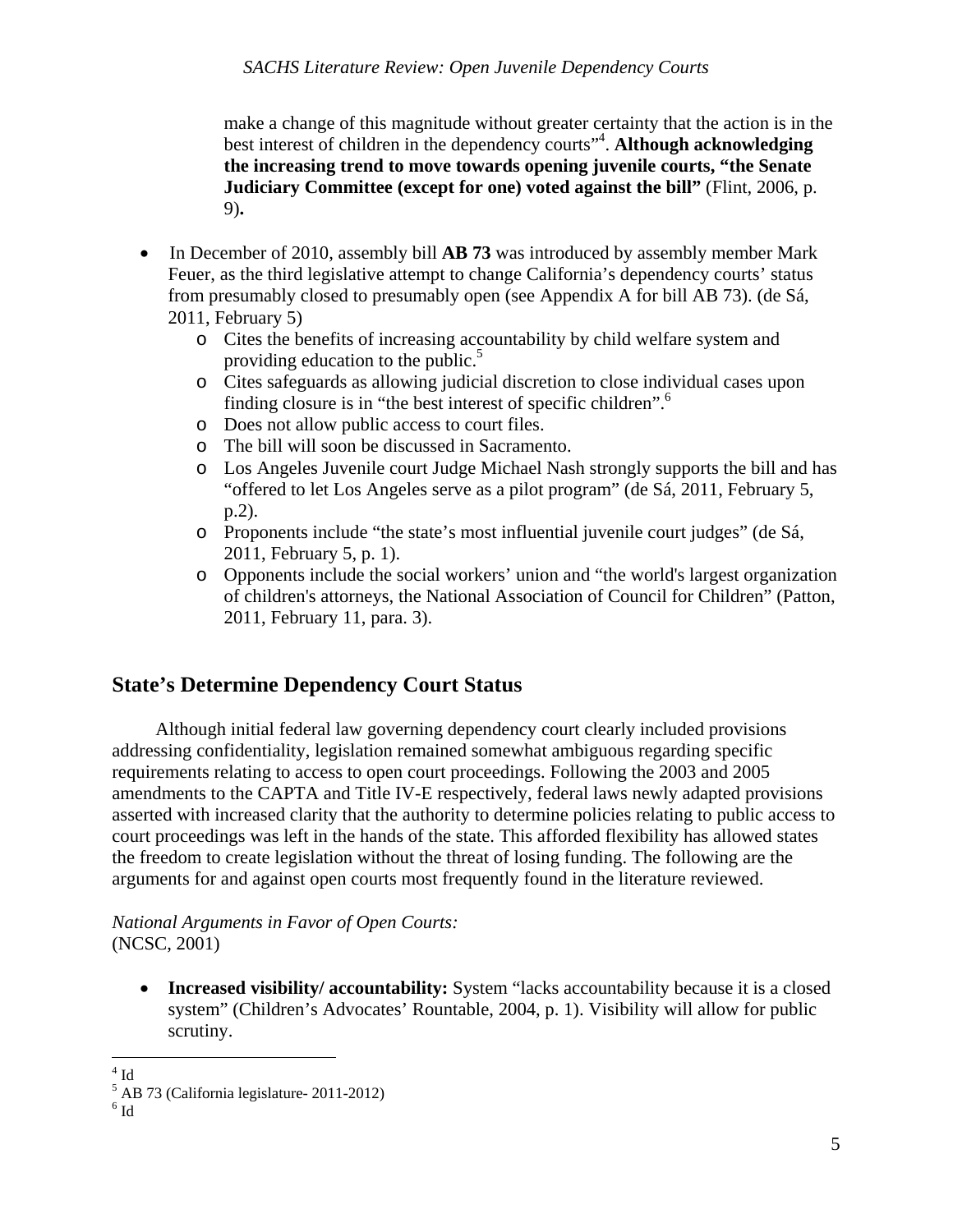make a change of this magnitude without greater certainty that the action is in the best interest of children in the dependency courts"[4]. **Although acknowledging the increasing trend to move towards opening juvenile courts, "the Senate Judiciary Committee (except for one) voted against the bill"** (Flint, 2006, p. 9)**.**

- In December of 2010, assembly bill **AB 73** was introduced by assembly member Mark Feuer, as the third legislative attempt to change California's dependency courts' status from presumably closed to presumably open (see Appendix A for bill AB 73). (de Sá, 2011, February 5)
  - Cites the benefits of increasing accountability by child welfare system and providing education to the public.[5]
  - Cites safeguards as allowing judicial discretion to close individual cases upon finding closure is in "the best interest of specific children".[6]
  - Does not allow public access to court files.
  - The bill will soon be discussed in Sacramento.
  - Los Angeles Juvenile court Judge Michael Nash strongly supports the bill and has "offered to let Los Angeles serve as a pilot program" (de Sá, 2011, February 5, p.2).
  - Proponents include "the state's most influential juvenile court judges" (de Sá, 2011, February 5, p. 1).
  - Opponents include the social workers' union and "the world's largest organization of children's attorneys, the National Association of Council for Children" (Patton, 2011, February 11, para. 3).

## State's Determine Dependency Court Status

Although initial federal law governing dependency court clearly included provisions addressing confidentiality, legislation remained somewhat ambiguous regarding specific requirements relating to access to open court proceedings. Following the 2003 and 2005 amendments to the CAPTA and Title IV-E respectively, federal laws newly adapted provisions asserted with increased clarity that the authority to determine policies relating to public access to court proceedings was left in the hands of the state. This afforded flexibility has allowed states the freedom to create legislation without the threat of losing funding. The following are the arguments for and against open courts most frequently found in the literature reviewed.

*National Arguments in Favor of Open Courts:*
(NCSC, 2001)

- **Increased visibility/ accountability:** System "lacks accountability because it is a closed system" (Children's Advocates' Rountable, 2004, p. 1). Visibility will allow for public scrutiny.

[4] Id
[5] AB 73 (California legislature- 2011-2012)
[6] Id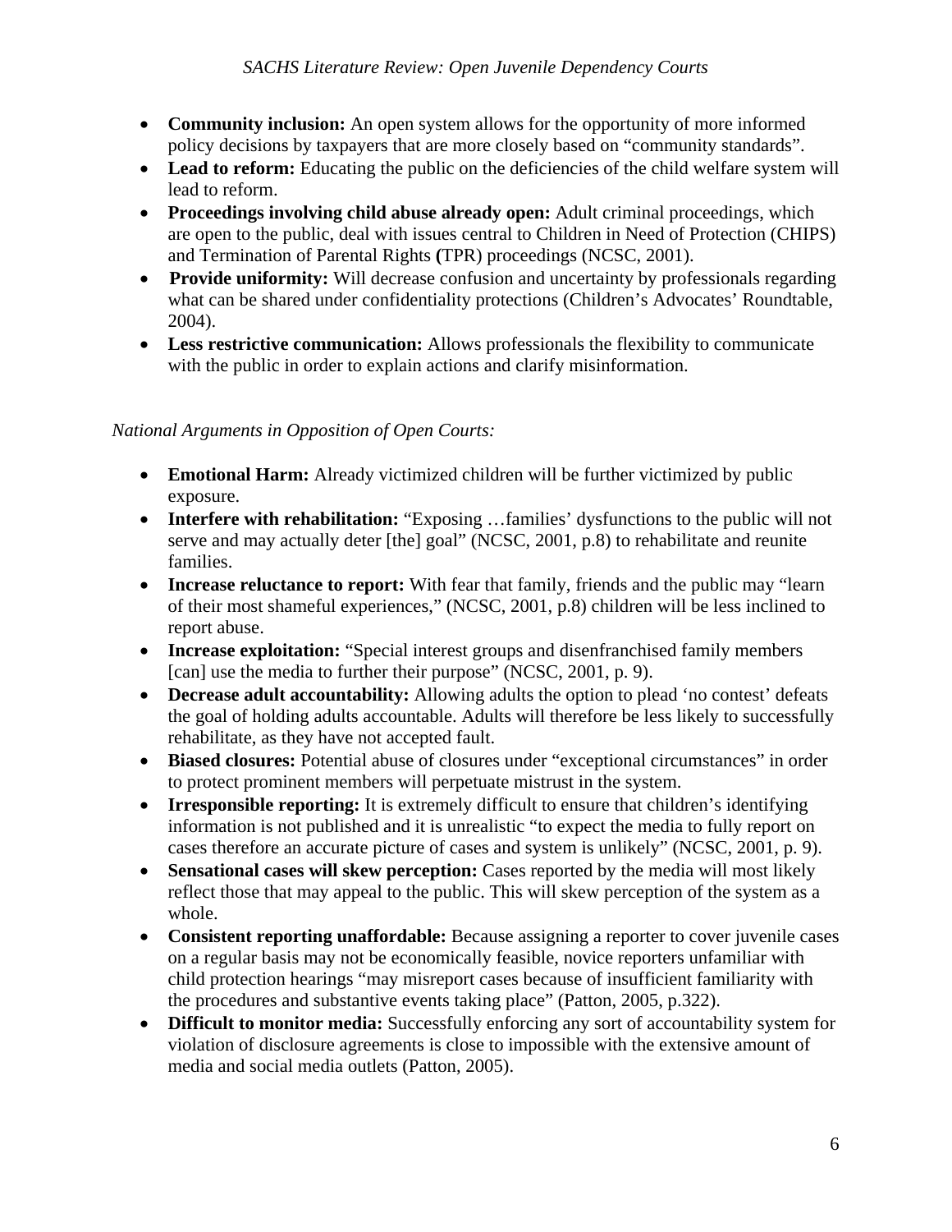- **Community inclusion:** An open system allows for the opportunity of more informed policy decisions by taxpayers that are more closely based on "community standards".
- **Lead to reform:** Educating the public on the deficiencies of the child welfare system will lead to reform.
- **Proceedings involving child abuse already open:** Adult criminal proceedings, which are open to the public, deal with issues central to Children in Need of Protection (CHIPS) and Termination of Parental Rights **(**TPR) proceedings (NCSC, 2001).
- **Provide uniformity:** Will decrease confusion and uncertainty by professionals regarding what can be shared under confidentiality protections (Children's Advocates' Roundtable, 2004).
- **Less restrictive communication:** Allows professionals the flexibility to communicate with the public in order to explain actions and clarify misinformation.

*National Arguments in Opposition of Open Courts:*

- **Emotional Harm:** Already victimized children will be further victimized by public exposure.
- **Interfere with rehabilitation:** "Exposing …families' dysfunctions to the public will not serve and may actually deter [the] goal" (NCSC, 2001, p.8) to rehabilitate and reunite families.
- **Increase reluctance to report:** With fear that family, friends and the public may "learn of their most shameful experiences," (NCSC, 2001, p.8) children will be less inclined to report abuse.
- **Increase exploitation:** "Special interest groups and disenfranchised family members [can] use the media to further their purpose" (NCSC, 2001, p. 9).
- **Decrease adult accountability:** Allowing adults the option to plead 'no contest' defeats the goal of holding adults accountable. Adults will therefore be less likely to successfully rehabilitate, as they have not accepted fault.
- **Biased closures:** Potential abuse of closures under "exceptional circumstances" in order to protect prominent members will perpetuate mistrust in the system.
- **Irresponsible reporting:** It is extremely difficult to ensure that children's identifying information is not published and it is unrealistic "to expect the media to fully report on cases therefore an accurate picture of cases and system is unlikely" (NCSC, 2001, p. 9).
- **Sensational cases will skew perception:** Cases reported by the media will most likely reflect those that may appeal to the public. This will skew perception of the system as a whole.
- **Consistent reporting unaffordable:** Because assigning a reporter to cover juvenile cases on a regular basis may not be economically feasible, novice reporters unfamiliar with child protection hearings "may misreport cases because of insufficient familiarity with the procedures and substantive events taking place" (Patton, 2005, p.322).
- **Difficult to monitor media:** Successfully enforcing any sort of accountability system for violation of disclosure agreements is close to impossible with the extensive amount of media and social media outlets (Patton, 2005).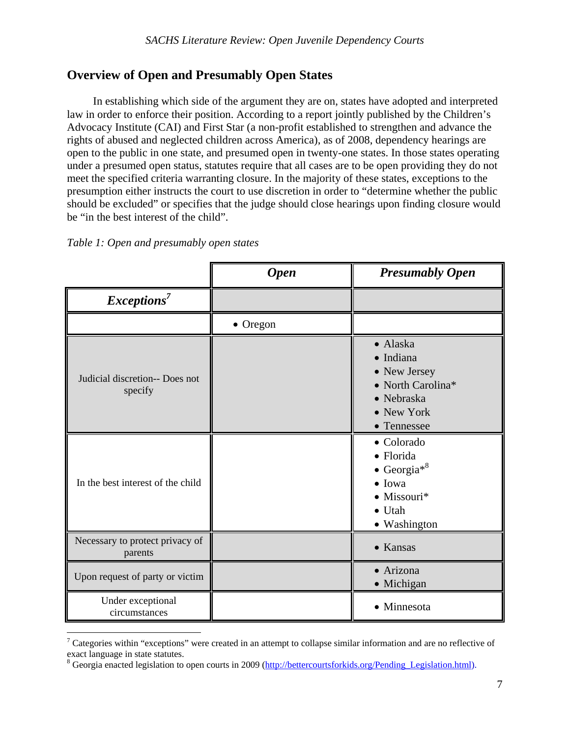## Overview of Open and Presumably Open States

In establishing which side of the argument they are on, states have adopted and interpreted law in order to enforce their position. According to a report jointly published by the Children's Advocacy Institute (CAI) and First Star (a non-profit established to strengthen and advance the rights of abused and neglected children across America), as of 2008, dependency hearings are open to the public in one state, and presumed open in twenty-one states. In those states operating under a presumed open status, statutes require that all cases are to be open providing they do not meet the specified criteria warranting closure. In the majority of these states, exceptions to the presumption either instructs the court to use discretion in order to "determine whether the public should be excluded" or specifies that the judge should close hearings upon finding closure would be "in the best interest of the child".

*Table 1: Open and presumably open states*

| | ***Open*** | ***Presumably Open*** |
|---|---|---|
| ***Exceptions***[7] | | |
| | • Oregon | |
| Judicial discretion-- Does not specify | | • Alaska<br>• Indiana<br>• New Jersey<br>• North Carolina*<br>• Nebraska<br>• New York<br>• Tennessee |
| In the best interest of the child | | • Colorado<br>• Florida<br>• Georgia*[8]<br>• Iowa<br>• Missouri*<br>• Utah<br>• Washington |
| Necessary to protect privacy of parents | | • Kansas |
| Upon request of party or victim | | • Arizona<br>• Michigan |
| Under exceptional circumstances | | • Minnesota |

[7] Categories within "exceptions" were created in an attempt to collapse similar information and are no reflective of exact language in state statutes.

[8] Georgia enacted legislation to open courts in 2009 (http://bettercourtsforkids.org/Pending_Legislation.html).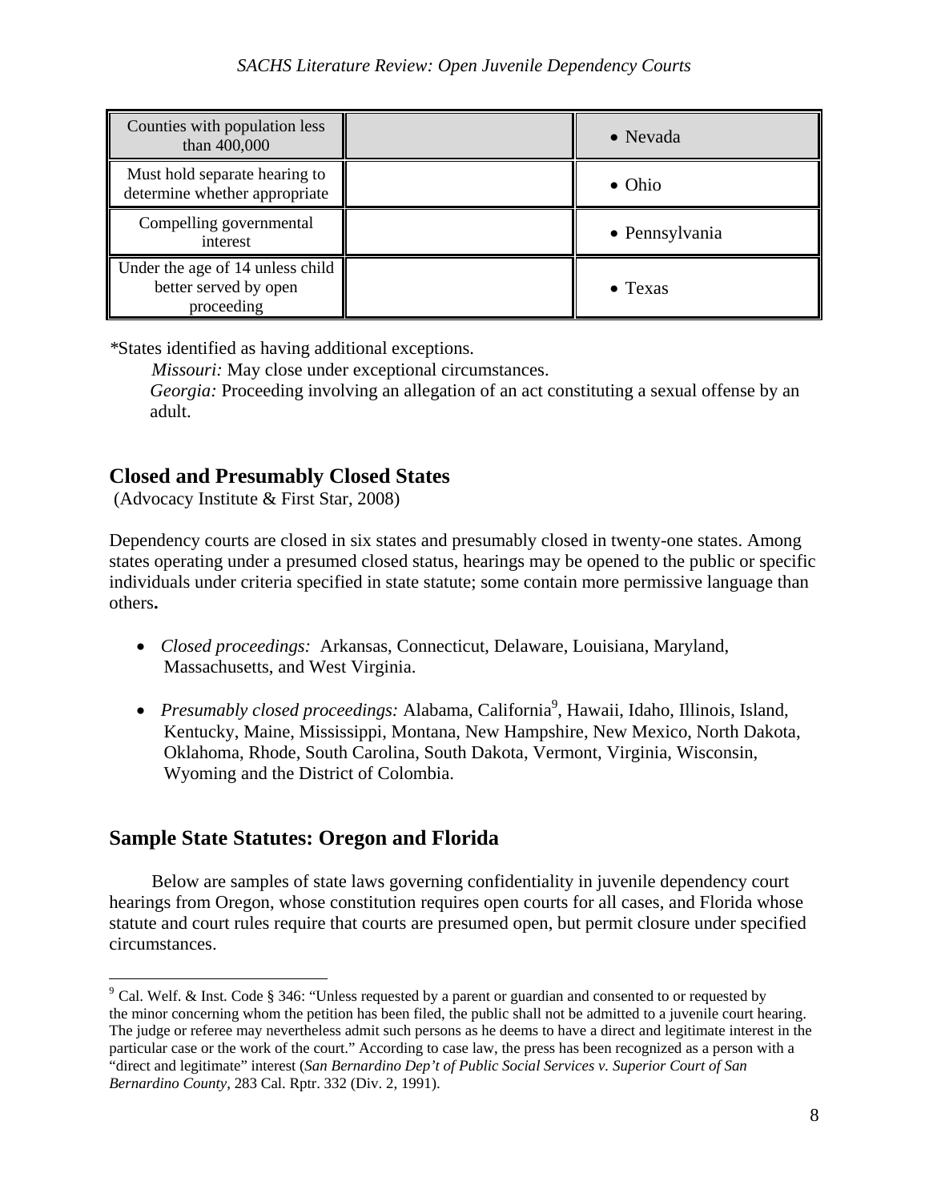| Counties with population less than 400,000 | | • Nevada |
| --- | --- | --- |
| Must hold separate hearing to determine whether appropriate | | • Ohio |
| Compelling governmental interest | | • Pennsylvania |
| Under the age of 14 unless child better served by open proceeding | | • Texas |

*States identified as having additional exceptions.

*Missouri:* May close under exceptional circumstances.

*Georgia:* Proceeding involving an allegation of an act constituting a sexual offense by an adult.

## Closed and Presumably Closed States

(Advocacy Institute & First Star, 2008)

Dependency courts are closed in six states and presumably closed in twenty-one states. Among states operating under a presumed closed status, hearings may be opened to the public or specific individuals under criteria specified in state statute; some contain more permissive language than others**.**

- *Closed proceedings:* Arkansas, Connecticut, Delaware, Louisiana, Maryland, Massachusetts, and West Virginia.
- *Presumably closed proceedings:* Alabama, California[9], Hawaii, Idaho, Illinois, Island, Kentucky, Maine, Mississippi, Montana, New Hampshire, New Mexico, North Dakota, Oklahoma, Rhode, South Carolina, South Dakota, Vermont, Virginia, Wisconsin, Wyoming and the District of Colombia.

## Sample State Statutes: Oregon and Florida

Below are samples of state laws governing confidentiality in juvenile dependency court hearings from Oregon, whose constitution requires open courts for all cases, and Florida whose statute and court rules require that courts are presumed open, but permit closure under specified circumstances.

[9] Cal. Welf. & Inst. Code § 346: "Unless requested by a parent or guardian and consented to or requested by the minor concerning whom the petition has been filed, the public shall not be admitted to a juvenile court hearing. The judge or referee may nevertheless admit such persons as he deems to have a direct and legitimate interest in the particular case or the work of the court." According to case law, the press has been recognized as a person with a "direct and legitimate" interest (*San Bernardino Dep't of Public Social Services v. Superior Court of San Bernardino County*, 283 Cal. Rptr. 332 (Div. 2, 1991).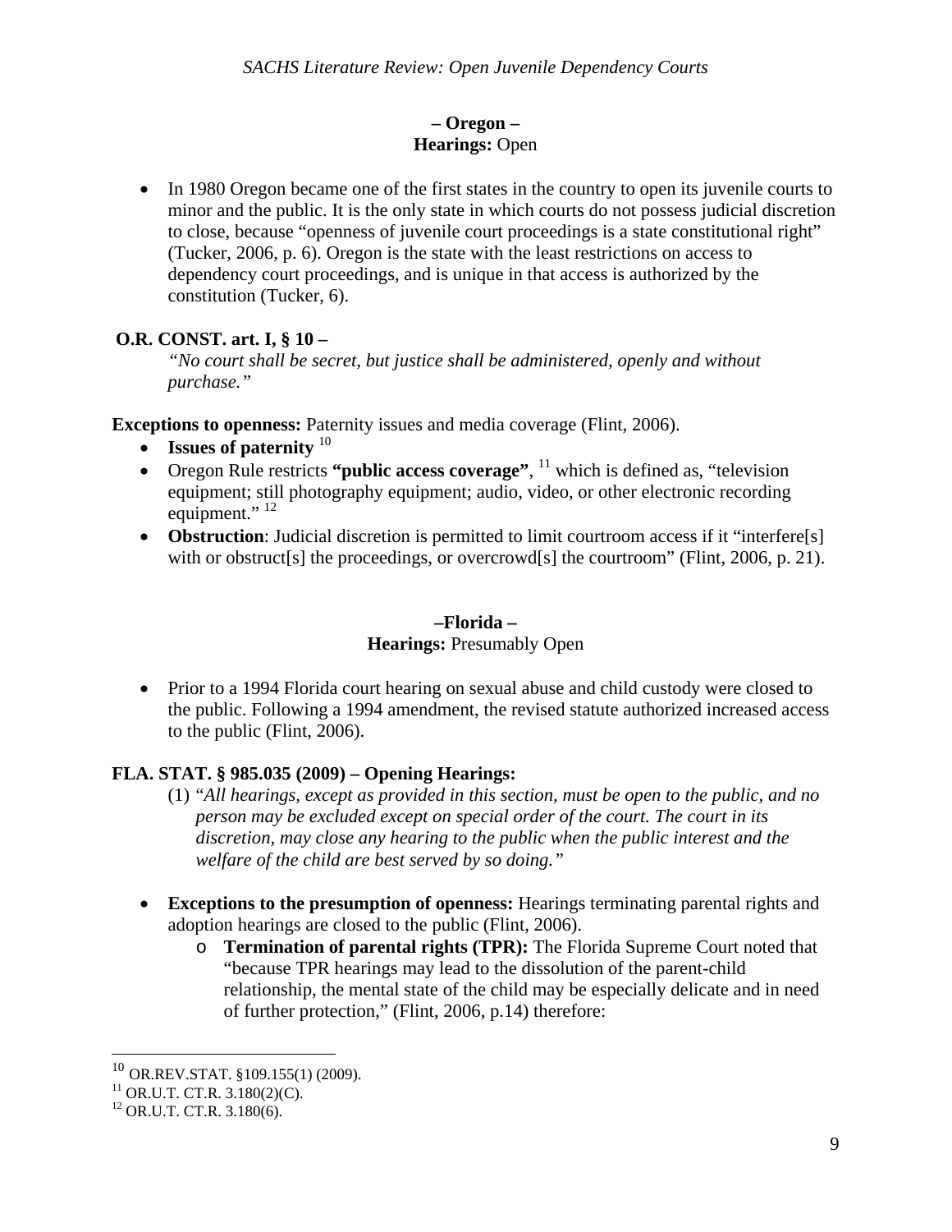### – Oregon –
**Hearings:** Open

- In 1980 Oregon became one of the first states in the country to open its juvenile courts to minor and the public. It is the only state in which courts do not possess judicial discretion to close, because "openness of juvenile court proceedings is a state constitutional right" (Tucker, 2006, p. 6). Oregon is the state with the least restrictions on access to dependency court proceedings, and is unique in that access is authorized by the constitution (Tucker, 6).

**O.R. CONST. art. I, § 10 –**

*"No court shall be secret, but justice shall be administered, openly and without purchase."*

**Exceptions to openness:** Paternity issues and media coverage (Flint, 2006).

- **Issues of paternity** [10]
- Oregon Rule restricts **"public access coverage"**, [11] which is defined as, "television equipment; still photography equipment; audio, video, or other electronic recording equipment." [12]
- **Obstruction**: Judicial discretion is permitted to limit courtroom access if it "interfere[s] with or obstruct[s] the proceedings, or overcrowd[s] the courtroom" (Flint, 2006, p. 21).

### –Florida –
**Hearings:** Presumably Open

- Prior to a 1994 Florida court hearing on sexual abuse and child custody were closed to the public. Following a 1994 amendment, the revised statute authorized increased access to the public (Flint, 2006).

**FLA. STAT. § 985.035 (2009) – Opening Hearings:**

(1) "*All hearings, except as provided in this section, must be open to the public, and no person may be excluded except on special order of the court. The court in its discretion, may close any hearing to the public when the public interest and the welfare of the child are best served by so doing.*"

- **Exceptions to the presumption of openness:** Hearings terminating parental rights and adoption hearings are closed to the public (Flint, 2006).
  - **Termination of parental rights (TPR):** The Florida Supreme Court noted that "because TPR hearings may lead to the dissolution of the parent-child relationship, the mental state of the child may be especially delicate and in need of further protection," (Flint, 2006, p.14) therefore:

---

[10] OR.REV.STAT. §109.155(1) (2009).
[11] OR.U.T. CT.R. 3.180(2)(C).
[12] OR.U.T. CT.R. 3.180(6).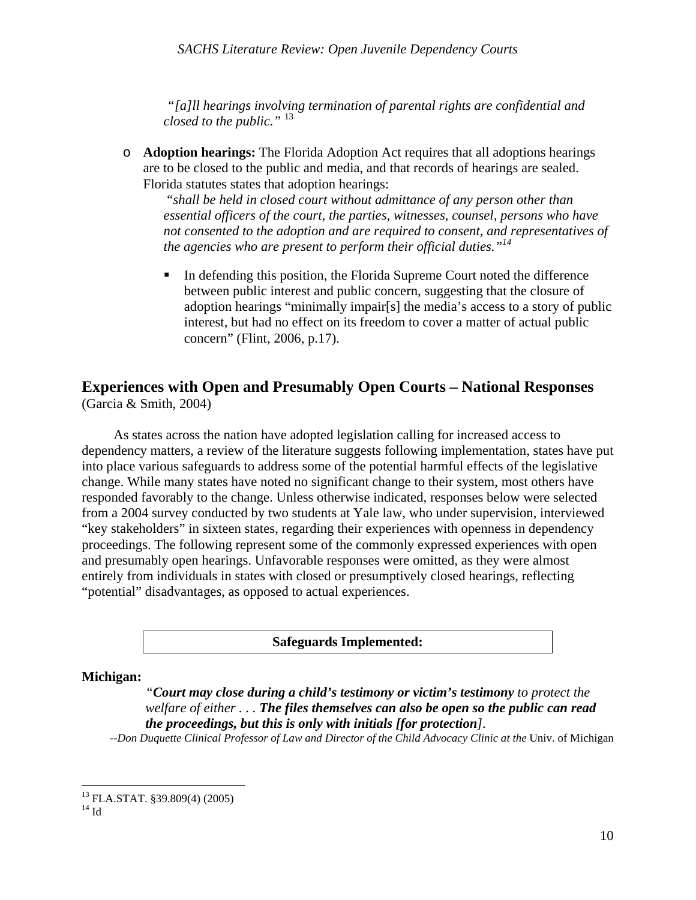*"[a]ll hearings involving termination of parental rights are confidential and closed to the public."* [13]

- **Adoption hearings:** The Florida Adoption Act requires that all adoptions hearings are to be closed to the public and media, and that records of hearings are sealed. Florida statutes states that adoption hearings:

  *"shall be held in closed court without admittance of any person other than essential officers of the court, the parties, witnesses, counsel, persons who have not consented to the adoption and are required to consent, and representatives of the agencies who are present to perform their official duties."* [14]

  - In defending this position, the Florida Supreme Court noted the difference between public interest and public concern, suggesting that the closure of adoption hearings "minimally impair[s] the media's access to a story of public interest, but had no effect on its freedom to cover a matter of actual public concern" (Flint, 2006, p.17).

## Experiences with Open and Presumably Open Courts – National Responses

(Garcia & Smith, 2004)

As states across the nation have adopted legislation calling for increased access to dependency matters, a review of the literature suggests following implementation, states have put into place various safeguards to address some of the potential harmful effects of the legislative change. While many states have noted no significant change to their system, most others have responded favorably to the change. Unless otherwise indicated, responses below were selected from a 2004 survey conducted by two students at Yale law, who under supervision, interviewed "key stakeholders" in sixteen states, regarding their experiences with openness in dependency proceedings. The following represent some of the commonly expressed experiences with open and presumably open hearings. Unfavorable responses were omitted, as they were almost entirely from individuals in states with closed or presumptively closed hearings, reflecting "potential" disadvantages, as opposed to actual experiences.

| Safeguards Implemented: |
|---|

**Michigan:**

> *"**Court may close during a child's testimony or victim's testimony** to protect the welfare of either . . . **The files themselves can also be open so the public can read the proceedings, but this is only with initials [for protection]**.*

*--Don Duquette Clinical Professor of Law and Director of the Child Advocacy Clinic at the* Univ. of Michigan

---

[13] FLA.STAT. §39.809(4) (2005)

[14] Id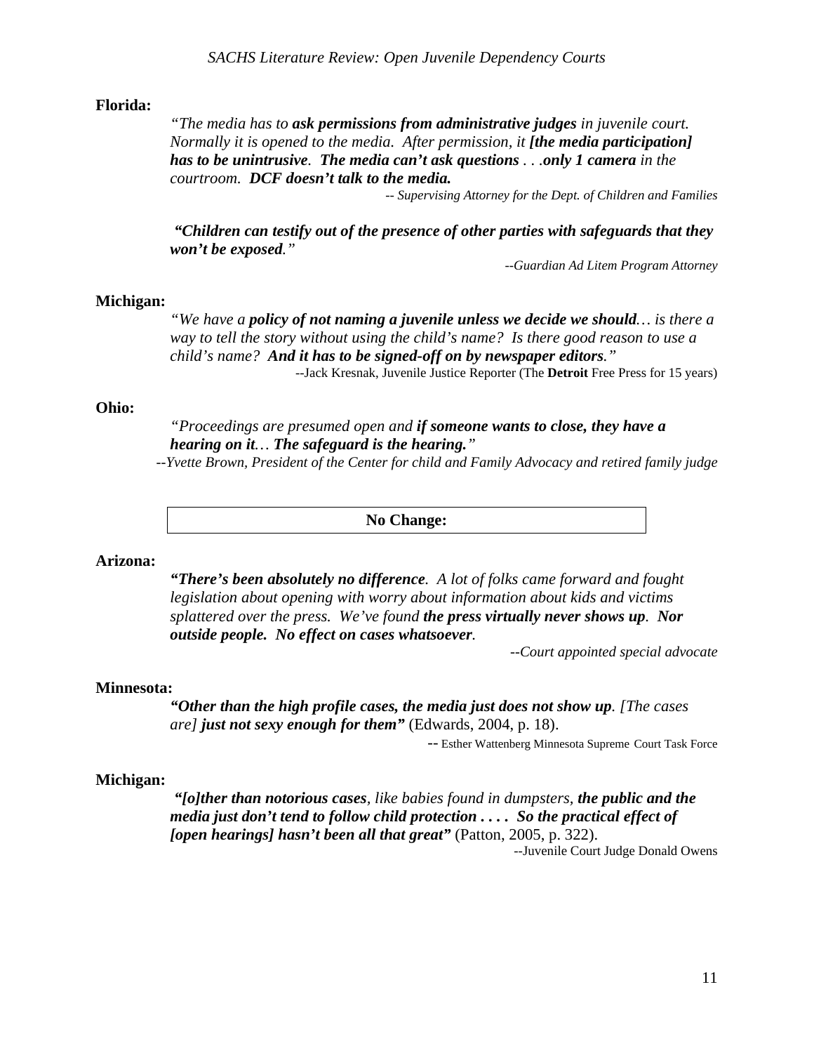**Florida:**

> *"The media has to **ask permissions from administrative judges** in juvenile court. Normally it is opened to the media. After permission, it **[the media participation] has to be unintrusive**. **The media can't ask questions** . . .**only 1 camera** in the courtroom. **DCF doesn't talk to the media.***
>
> *-- Supervising Attorney for the Dept. of Children and Families*

> ***"Children can testify out of the presence of other parties with safeguards that they won't be exposed**."*
>
> *--Guardian Ad Litem Program Attorney*

**Michigan:**

> *"We have a **policy of not naming a juvenile unless we decide we should**… is there a way to tell the story without using the child's name? Is there good reason to use a child's name? **And it has to be signed-off on by newspaper editors**."*
>
> --Jack Kresnak, Juvenile Justice Reporter (The **Detroit** Free Press for 15 years)

**Ohio:**

> *"Proceedings are presumed open and **if someone wants to close, they have a hearing on it**… **The safeguard is the hearing.**"*
>
> *--Yvette Brown, President of the Center for child and Family Advocacy and retired family judge*

**No Change:**

**Arizona:**

> ***"There's been absolutely no difference**. A lot of folks came forward and fought legislation about opening with worry about information about kids and victims splattered over the press. We've found **the press virtually never shows up**. **Nor outside people. No effect on cases whatsoever**.*
>
> *--Court appointed special advocate*

**Minnesota:**

> ***"Other than the high profile cases, the media just does not show up**. [The cases are] **just not sexy enough for them"*** (Edwards, 2004, p. 18).
>
> -- Esther Wattenberg Minnesota Supreme Court Task Force

**Michigan:**

> ***"[o]ther than notorious cases**, like babies found in dumpsters, **the public and the media just don't tend to follow child protection . . . . So the practical effect of [open hearings] hasn't been all that great"*** (Patton, 2005, p. 322).
>
> --Juvenile Court Judge Donald Owens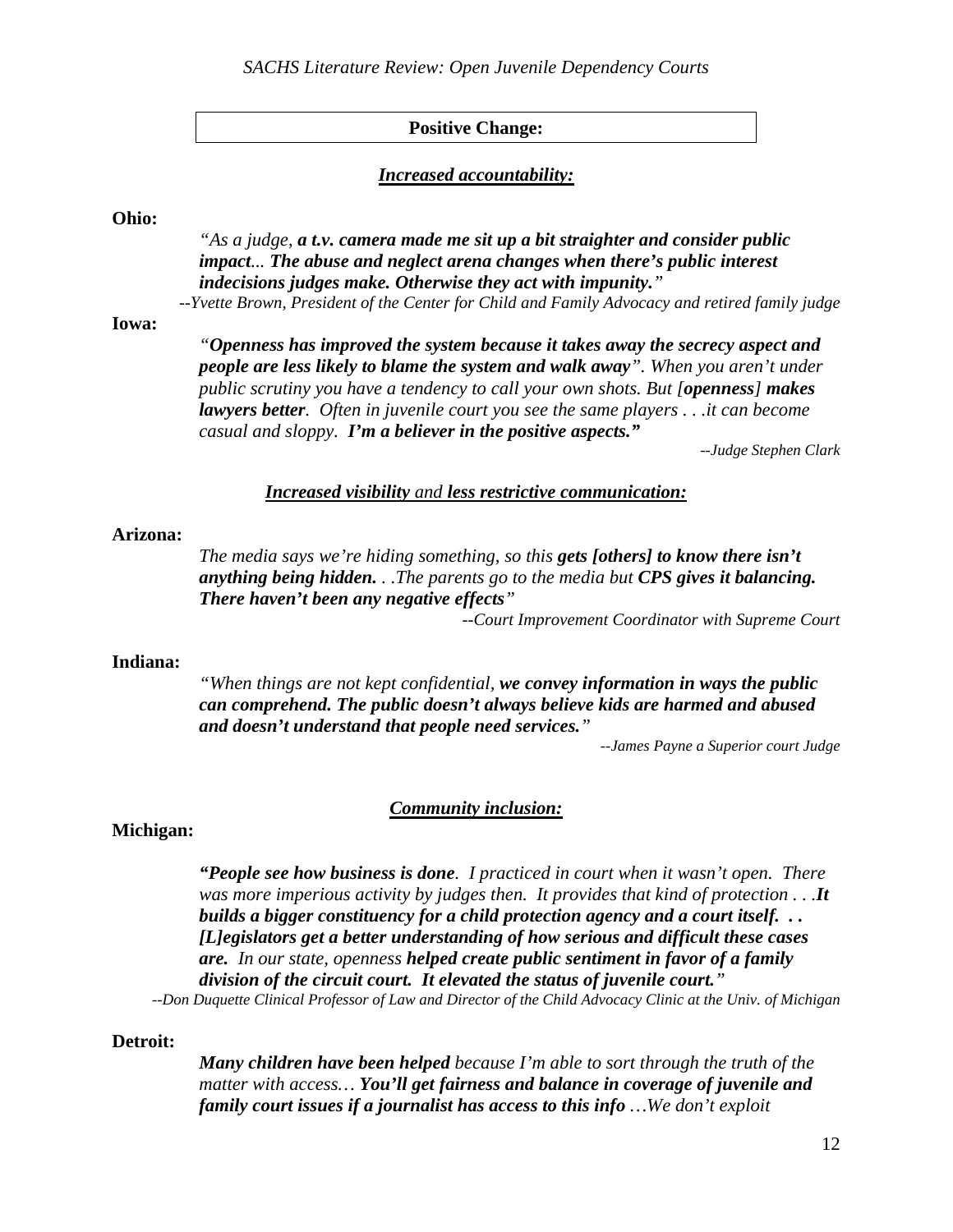**Positive Change:**

***Increased accountability:***

**Ohio:**

*"As a judge, **a t.v. camera made me sit up a bit straighter and consider public impact... The abuse and neglect arena changes when there's public interest indecisions judges make. Otherwise they act with impunity.**"*

*--Yvette Brown, President of the Center for Child and Family Advocacy and retired family judge*

**Iowa:**

*"**Openness has improved the system because it takes away the secrecy aspect and people are less likely to blame the system and walk away**". When you aren't under public scrutiny you have a tendency to call your own shots. But [**openness**] **makes lawyers better**. Often in juvenile court you see the same players . . .it can become casual and sloppy. **I'm a believer in the positive aspects.**"*

*--Judge Stephen Clark*

***Increased visibility and less restrictive communication:***

**Arizona:**

*The media says we're hiding something, so this **gets [others] to know there isn't anything being hidden.** . .The parents go to the media but **CPS gives it balancing. There haven't been any negative effects**"*

*--Court Improvement Coordinator with Supreme Court*

**Indiana:**

*"When things are not kept confidential, **we convey information in ways the public can comprehend. The public doesn't always believe kids are harmed and abused and doesn't understand that people need services.**"*

*--James Payne a Superior court Judge*

***Community inclusion:***

**Michigan:**

*"**People see how business is done**. I practiced in court when it wasn't open. There was more imperious activity by judges then. It provides that kind of protection . . .**It builds a bigger constituency for a child protection agency and a court itself. . . [L]egislators get a better understanding of how serious and difficult these cases are.** In our state, openness **helped create public sentiment in favor of a family division of the circuit court. It elevated the status of juvenile court.**"*

*--Don Duquette Clinical Professor of Law and Director of the Child Advocacy Clinic at the Univ. of Michigan*

**Detroit:**

***Many children have been helped** because I'm able to sort through the truth of the matter with access… **You'll get fairness and balance in coverage of juvenile and family court issues if a journalist has access to this info** …We don't exploit*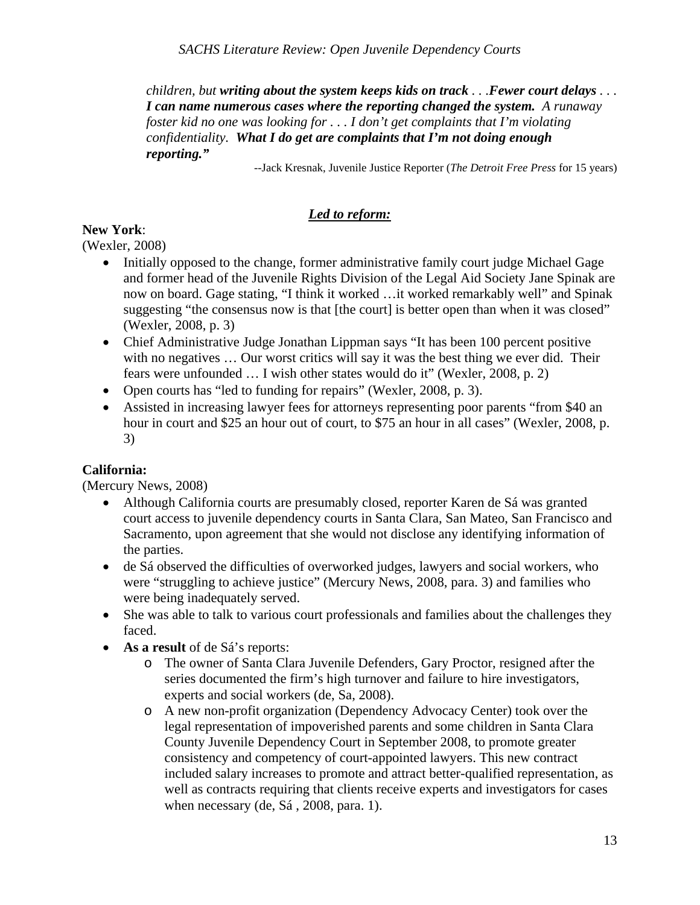*children, but **writing about the system keeps kids on track** . . .**Fewer court delays** . . . **I can name numerous cases where the reporting changed the system.** A runaway foster kid no one was looking for . . . I don't get complaints that I'm violating confidentiality. **What I do get are complaints that I'm not doing enough reporting."***

--Jack Kresnak, Juvenile Justice Reporter (*The Detroit Free Press* for 15 years)

## ***Led to reform:***

**New York**:
(Wexler, 2008)

- Initially opposed to the change, former administrative family court judge Michael Gage and former head of the Juvenile Rights Division of the Legal Aid Society Jane Spinak are now on board. Gage stating, "I think it worked …it worked remarkably well" and Spinak suggesting "the consensus now is that [the court] is better open than when it was closed" (Wexler, 2008, p. 3)
- Chief Administrative Judge Jonathan Lippman says "It has been 100 percent positive with no negatives … Our worst critics will say it was the best thing we ever did. Their fears were unfounded … I wish other states would do it" (Wexler, 2008, p. 2)
- Open courts has "led to funding for repairs" (Wexler, 2008, p. 3).
- Assisted in increasing lawyer fees for attorneys representing poor parents "from $40 an hour in court and $25 an hour out of court, to $75 an hour in all cases" (Wexler, 2008, p. 3)

**California:**
(Mercury News, 2008)

- Although California courts are presumably closed, reporter Karen de Sá was granted court access to juvenile dependency courts in Santa Clara, San Mateo, San Francisco and Sacramento, upon agreement that she would not disclose any identifying information of the parties.
- de Sá observed the difficulties of overworked judges, lawyers and social workers, who were "struggling to achieve justice" (Mercury News, 2008, para. 3) and families who were being inadequately served.
- She was able to talk to various court professionals and families about the challenges they faced.
- **As a result** of de Sá's reports:
  - The owner of Santa Clara Juvenile Defenders, Gary Proctor, resigned after the series documented the firm's high turnover and failure to hire investigators, experts and social workers (de, Sa, 2008).
  - A new non-profit organization (Dependency Advocacy Center) took over the legal representation of impoverished parents and some children in Santa Clara County Juvenile Dependency Court in September 2008, to promote greater consistency and competency of court-appointed lawyers. This new contract included salary increases to promote and attract better-qualified representation, as well as contracts requiring that clients receive experts and investigators for cases when necessary (de, Sá , 2008, para. 1).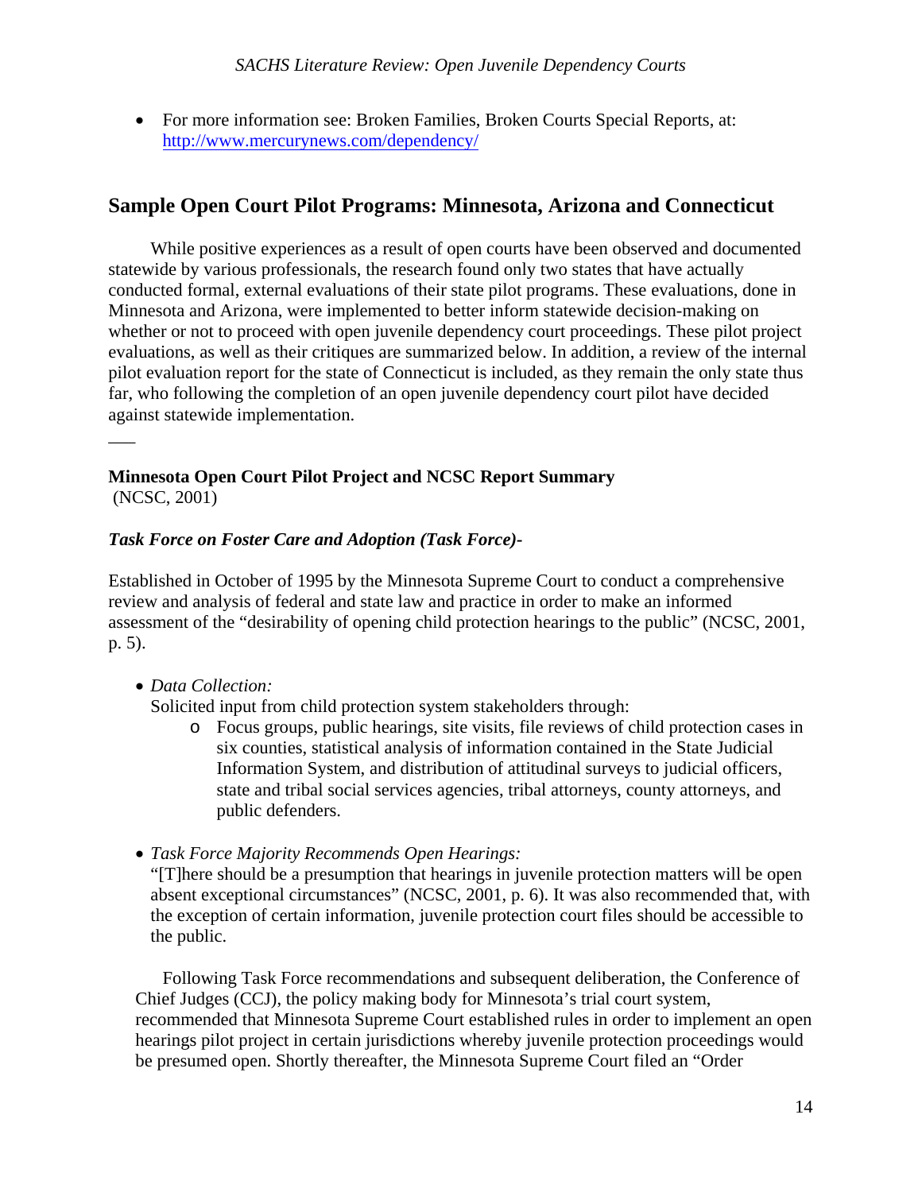- For more information see: Broken Families, Broken Courts Special Reports, at: http://www.mercurynews.com/dependency/

## Sample Open Court Pilot Programs: Minnesota, Arizona and Connecticut

While positive experiences as a result of open courts have been observed and documented statewide by various professionals, the research found only two states that have actually conducted formal, external evaluations of their state pilot programs. These evaluations, done in Minnesota and Arizona, were implemented to better inform statewide decision-making on whether or not to proceed with open juvenile dependency court proceedings. These pilot project evaluations, as well as their critiques are summarized below. In addition, a review of the internal pilot evaluation report for the state of Connecticut is included, as they remain the only state thus far, who following the completion of an open juvenile dependency court pilot have decided against statewide implementation.

---

**Minnesota Open Court Pilot Project and NCSC Report Summary**
(NCSC, 2001)

***Task Force on Foster Care and Adoption (Task Force)-***

Established in October of 1995 by the Minnesota Supreme Court to conduct a comprehensive review and analysis of federal and state law and practice in order to make an informed assessment of the "desirability of opening child protection hearings to the public" (NCSC, 2001, p. 5).

- *Data Collection:*
  Solicited input from child protection system stakeholders through:
  - Focus groups, public hearings, site visits, file reviews of child protection cases in six counties, statistical analysis of information contained in the State Judicial Information System, and distribution of attitudinal surveys to judicial officers, state and tribal social services agencies, tribal attorneys, county attorneys, and public defenders.

- *Task Force Majority Recommends Open Hearings:*
  "[T]here should be a presumption that hearings in juvenile protection matters will be open absent exceptional circumstances" (NCSC, 2001, p. 6). It was also recommended that, with the exception of certain information, juvenile protection court files should be accessible to the public.

  Following Task Force recommendations and subsequent deliberation, the Conference of Chief Judges (CCJ), the policy making body for Minnesota's trial court system, recommended that Minnesota Supreme Court established rules in order to implement an open hearings pilot project in certain jurisdictions whereby juvenile protection proceedings would be presumed open. Shortly thereafter, the Minnesota Supreme Court filed an "Order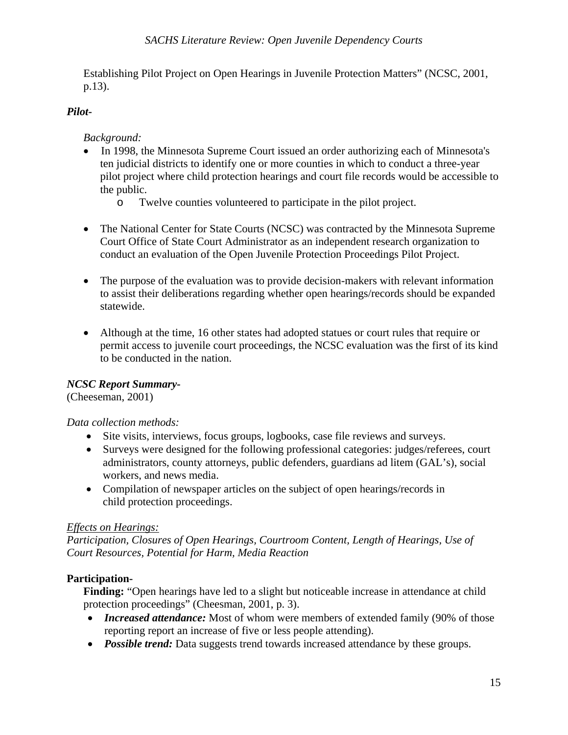Establishing Pilot Project on Open Hearings in Juvenile Protection Matters" (NCSC, 2001, p.13).

***Pilot-***

*Background:*

- In 1998, the Minnesota Supreme Court issued an order authorizing each of Minnesota's ten judicial districts to identify one or more counties in which to conduct a three-year pilot project where child protection hearings and court file records would be accessible to the public.
    - Twelve counties volunteered to participate in the pilot project.

- The National Center for State Courts (NCSC) was contracted by the Minnesota Supreme Court Office of State Court Administrator as an independent research organization to conduct an evaluation of the Open Juvenile Protection Proceedings Pilot Project.

- The purpose of the evaluation was to provide decision-makers with relevant information to assist their deliberations regarding whether open hearings/records should be expanded statewide.

- Although at the time, 16 other states had adopted statues or court rules that require or permit access to juvenile court proceedings, the NCSC evaluation was the first of its kind to be conducted in the nation.

***NCSC Report Summary-***
(Cheeseman, 2001)

*Data collection methods:*

- Site visits, interviews, focus groups, logbooks, case file reviews and surveys.
- Surveys were designed for the following professional categories: judges/referees, court administrators, county attorneys, public defenders, guardians ad litem (GAL's), social workers, and news media.
- Compilation of newspaper articles on the subject of open hearings/records in child protection proceedings.

<u>*Effects on Hearings:*</u>
*Participation, Closures of Open Hearings, Courtroom Content, Length of Hearings, Use of Court Resources, Potential for Harm, Media Reaction*

**Participation-**

**Finding:** "Open hearings have led to a slight but noticeable increase in attendance at child protection proceedings" (Cheesman, 2001, p. 3).

- ***Increased attendance:*** Most of whom were members of extended family (90% of those reporting report an increase of five or less people attending).
- ***Possible trend:*** Data suggests trend towards increased attendance by these groups.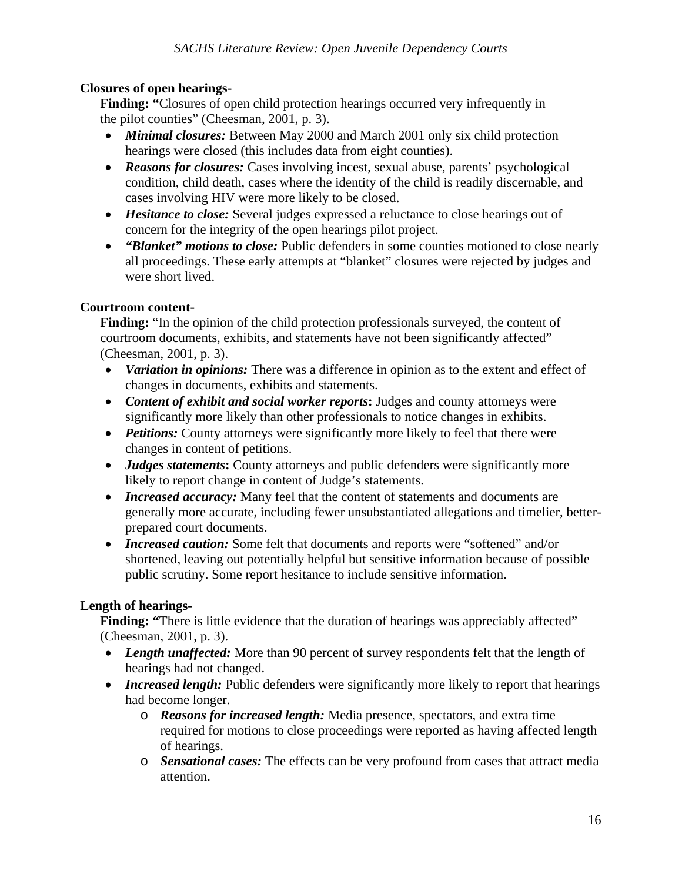**Closures of open hearings-**

**Finding: "**Closures of open child protection hearings occurred very infrequently in the pilot counties" (Cheesman, 2001, p. 3).

- ***Minimal closures:*** Between May 2000 and March 2001 only six child protection hearings were closed (this includes data from eight counties).
- ***Reasons for closures:*** Cases involving incest, sexual abuse, parents' psychological condition, child death, cases where the identity of the child is readily discernable, and cases involving HIV were more likely to be closed.
- ***Hesitance to close:*** Several judges expressed a reluctance to close hearings out of concern for the integrity of the open hearings pilot project.
- ***"Blanket" motions to close:*** Public defenders in some counties motioned to close nearly all proceedings. These early attempts at "blanket" closures were rejected by judges and were short lived.

**Courtroom content-**

**Finding:** "In the opinion of the child protection professionals surveyed, the content of courtroom documents, exhibits, and statements have not been significantly affected" (Cheesman, 2001, p. 3).

- ***Variation in opinions:*** There was a difference in opinion as to the extent and effect of changes in documents, exhibits and statements.
- ***Content of exhibit and social worker reports*****:** Judges and county attorneys were significantly more likely than other professionals to notice changes in exhibits.
- ***Petitions:*** County attorneys were significantly more likely to feel that there were changes in content of petitions.
- ***Judges statements*****:** County attorneys and public defenders were significantly more likely to report change in content of Judge's statements.
- ***Increased accuracy:*** Many feel that the content of statements and documents are generally more accurate, including fewer unsubstantiated allegations and timelier, better-prepared court documents.
- ***Increased caution:*** Some felt that documents and reports were "softened" and/or shortened, leaving out potentially helpful but sensitive information because of possible public scrutiny. Some report hesitance to include sensitive information.

**Length of hearings-**

**Finding: "**There is little evidence that the duration of hearings was appreciably affected" (Cheesman, 2001, p. 3).

- ***Length unaffected:*** More than 90 percent of survey respondents felt that the length of hearings had not changed.
- ***Increased length:*** Public defenders were significantly more likely to report that hearings had become longer.
  - ***Reasons for increased length:*** Media presence, spectators, and extra time required for motions to close proceedings were reported as having affected length of hearings.
  - ***Sensational cases:*** The effects can be very profound from cases that attract media attention.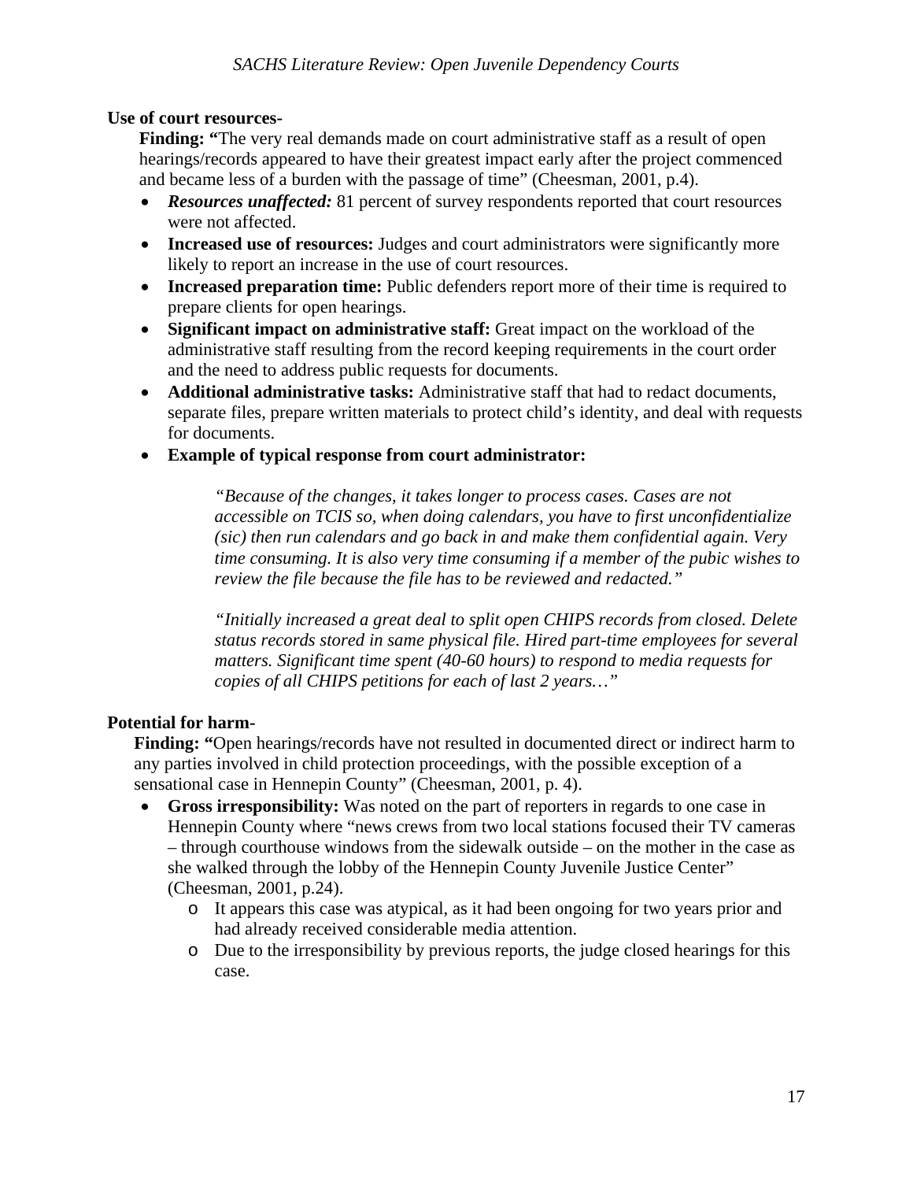**Use of court resources-**

**Finding: "**The very real demands made on court administrative staff as a result of open hearings/records appeared to have their greatest impact early after the project commenced and became less of a burden with the passage of time" (Cheesman, 2001, p.4).

- ***Resources unaffected:*** 81 percent of survey respondents reported that court resources were not affected.
- **Increased use of resources:** Judges and court administrators were significantly more likely to report an increase in the use of court resources.
- **Increased preparation time:** Public defenders report more of their time is required to prepare clients for open hearings.
- **Significant impact on administrative staff:** Great impact on the workload of the administrative staff resulting from the record keeping requirements in the court order and the need to address public requests for documents.
- **Additional administrative tasks:** Administrative staff that had to redact documents, separate files, prepare written materials to protect child's identity, and deal with requests for documents.
- **Example of typical response from court administrator:**

  *"Because of the changes, it takes longer to process cases. Cases are not accessible on TCIS so, when doing calendars, you have to first unconfidentialize (sic) then run calendars and go back in and make them confidential again. Very time consuming. It is also very time consuming if a member of the pubic wishes to review the file because the file has to be reviewed and redacted."*

  *"Initially increased a great deal to split open CHIPS records from closed. Delete status records stored in same physical file. Hired part-time employees for several matters. Significant time spent (40-60 hours) to respond to media requests for copies of all CHIPS petitions for each of last 2 years…"*

**Potential for harm-**

**Finding: "**Open hearings/records have not resulted in documented direct or indirect harm to any parties involved in child protection proceedings, with the possible exception of a sensational case in Hennepin County" (Cheesman, 2001, p. 4).

- **Gross irresponsibility:** Was noted on the part of reporters in regards to one case in Hennepin County where "news crews from two local stations focused their TV cameras – through courthouse windows from the sidewalk outside – on the mother in the case as she walked through the lobby of the Hennepin County Juvenile Justice Center" (Cheesman, 2001, p.24).
  - It appears this case was atypical, as it had been ongoing for two years prior and had already received considerable media attention.
  - Due to the irresponsibility by previous reports, the judge closed hearings for this case.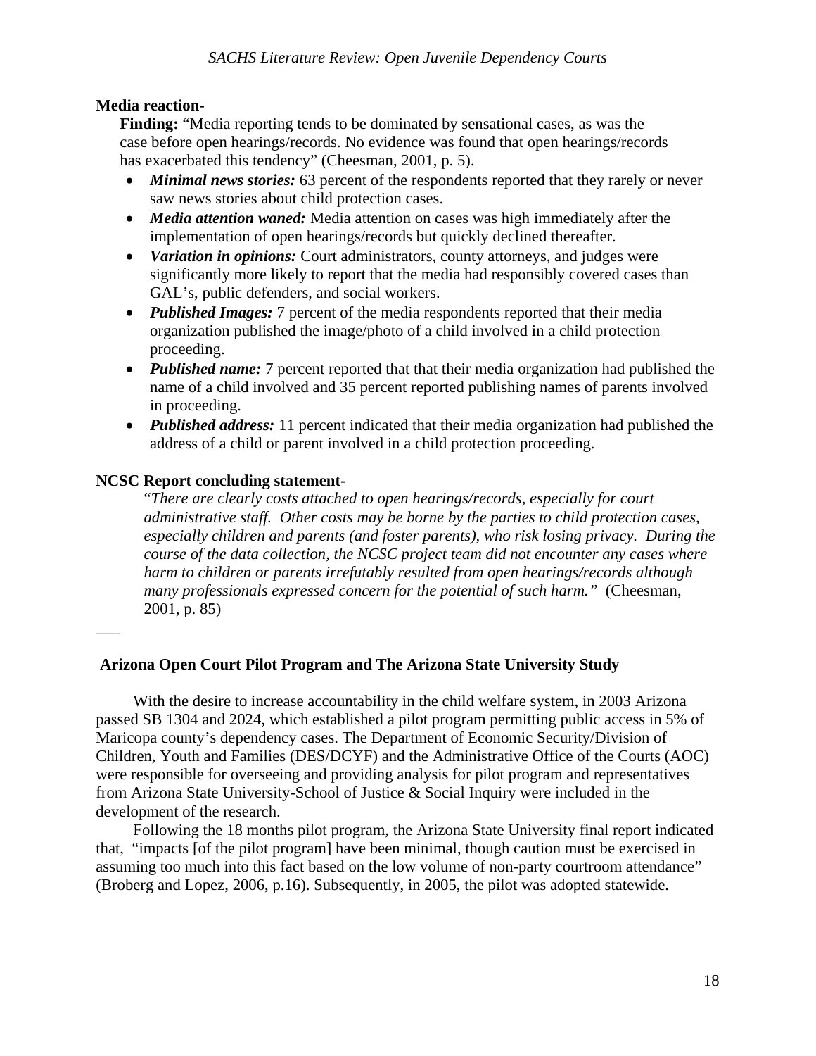**Media reaction-**

**Finding:** "Media reporting tends to be dominated by sensational cases, as was the case before open hearings/records. No evidence was found that open hearings/records has exacerbated this tendency" (Cheesman, 2001, p. 5).

- ***Minimal news stories:*** 63 percent of the respondents reported that they rarely or never saw news stories about child protection cases.
- ***Media attention waned:*** Media attention on cases was high immediately after the implementation of open hearings/records but quickly declined thereafter.
- ***Variation in opinions:*** Court administrators, county attorneys, and judges were significantly more likely to report that the media had responsibly covered cases than GAL's, public defenders, and social workers.
- ***Published Images:*** 7 percent of the media respondents reported that their media organization published the image/photo of a child involved in a child protection proceeding.
- ***Published name:*** 7 percent reported that that their media organization had published the name of a child involved and 35 percent reported publishing names of parents involved in proceeding.
- ***Published address:*** 11 percent indicated that their media organization had published the address of a child or parent involved in a child protection proceeding.

**NCSC Report concluding statement-**

> "*There are clearly costs attached to open hearings/records, especially for court administrative staff. Other costs may be borne by the parties to child protection cases, especially children and parents (and foster parents), who risk losing privacy. During the course of the data collection, the NCSC project team did not encounter any cases where harm to children or parents irrefutably resulted from open hearings/records although many professionals expressed concern for the potential of such harm."* (Cheesman, 2001, p. 85)

---

**Arizona Open Court Pilot Program and The Arizona State University Study**

With the desire to increase accountability in the child welfare system, in 2003 Arizona passed SB 1304 and 2024, which established a pilot program permitting public access in 5% of Maricopa county's dependency cases. The Department of Economic Security/Division of Children, Youth and Families (DES/DCYF) and the Administrative Office of the Courts (AOC) were responsible for overseeing and providing analysis for pilot program and representatives from Arizona State University-School of Justice & Social Inquiry were included in the development of the research.

Following the 18 months pilot program, the Arizona State University final report indicated that, "impacts [of the pilot program] have been minimal, though caution must be exercised in assuming too much into this fact based on the low volume of non-party courtroom attendance" (Broberg and Lopez, 2006, p.16). Subsequently, in 2005, the pilot was adopted statewide.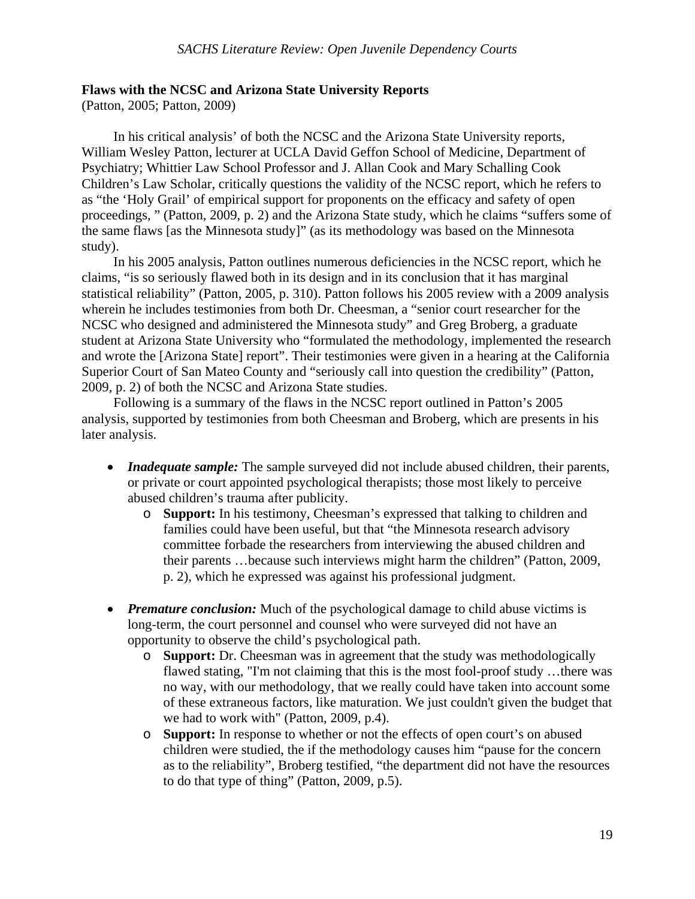**Flaws with the NCSC and Arizona State University Reports**
(Patton, 2005; Patton, 2009)

In his critical analysis' of both the NCSC and the Arizona State University reports, William Wesley Patton, lecturer at UCLA David Geffon School of Medicine, Department of Psychiatry; Whittier Law School Professor and J. Allan Cook and Mary Schalling Cook Children's Law Scholar, critically questions the validity of the NCSC report, which he refers to as "the 'Holy Grail' of empirical support for proponents on the efficacy and safety of open proceedings, " (Patton, 2009, p. 2) and the Arizona State study, which he claims "suffers some of the same flaws [as the Minnesota study]" (as its methodology was based on the Minnesota study).

In his 2005 analysis, Patton outlines numerous deficiencies in the NCSC report, which he claims, "is so seriously flawed both in its design and in its conclusion that it has marginal statistical reliability" (Patton, 2005, p. 310). Patton follows his 2005 review with a 2009 analysis wherein he includes testimonies from both Dr. Cheesman, a "senior court researcher for the NCSC who designed and administered the Minnesota study" and Greg Broberg, a graduate student at Arizona State University who "formulated the methodology, implemented the research and wrote the [Arizona State] report". Their testimonies were given in a hearing at the California Superior Court of San Mateo County and "seriously call into question the credibility" (Patton, 2009, p. 2) of both the NCSC and Arizona State studies.

Following is a summary of the flaws in the NCSC report outlined in Patton's 2005 analysis, supported by testimonies from both Cheesman and Broberg, which are presents in his later analysis.

- ***Inadequate sample:*** The sample surveyed did not include abused children, their parents, or private or court appointed psychological therapists; those most likely to perceive abused children's trauma after publicity.
  - **Support:** In his testimony, Cheesman's expressed that talking to children and families could have been useful, but that "the Minnesota research advisory committee forbade the researchers from interviewing the abused children and their parents …because such interviews might harm the children" (Patton, 2009, p. 2), which he expressed was against his professional judgment.

- ***Premature conclusion:*** Much of the psychological damage to child abuse victims is long-term, the court personnel and counsel who were surveyed did not have an opportunity to observe the child's psychological path.
  - **Support:** Dr. Cheesman was in agreement that the study was methodologically flawed stating, "I'm not claiming that this is the most fool-proof study …there was no way, with our methodology, that we really could have taken into account some of these extraneous factors, like maturation. We just couldn't given the budget that we had to work with" (Patton, 2009, p.4).
  - **Support:** In response to whether or not the effects of open court's on abused children were studied, the if the methodology causes him "pause for the concern as to the reliability", Broberg testified, "the department did not have the resources to do that type of thing" (Patton, 2009, p.5).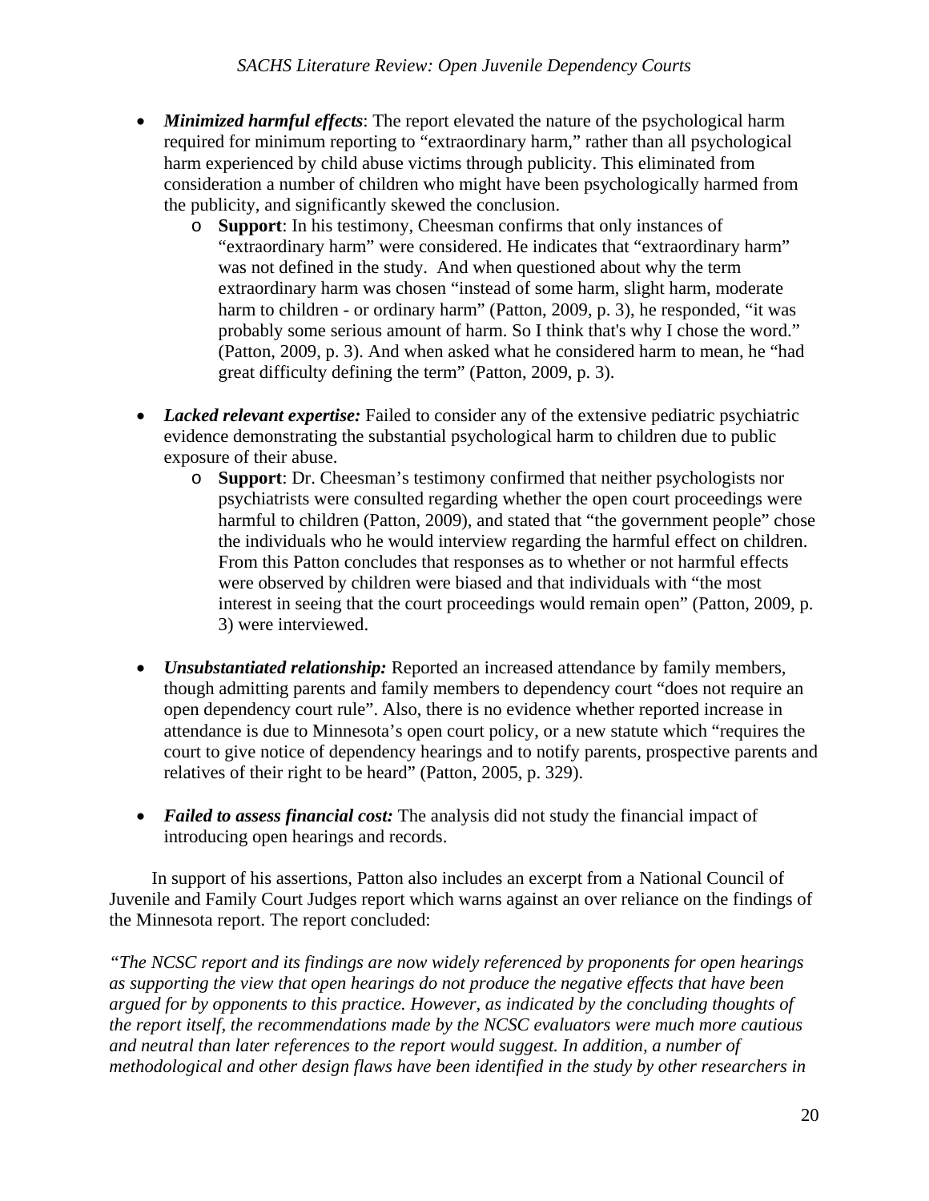- ***Minimized harmful effects***: The report elevated the nature of the psychological harm required for minimum reporting to "extraordinary harm," rather than all psychological harm experienced by child abuse victims through publicity. This eliminated from consideration a number of children who might have been psychologically harmed from the publicity, and significantly skewed the conclusion.
    - **Support**: In his testimony, Cheesman confirms that only instances of "extraordinary harm" were considered. He indicates that "extraordinary harm" was not defined in the study. And when questioned about why the term extraordinary harm was chosen "instead of some harm, slight harm, moderate harm to children - or ordinary harm" (Patton, 2009, p. 3), he responded, "it was probably some serious amount of harm. So I think that's why I chose the word." (Patton, 2009, p. 3). And when asked what he considered harm to mean, he "had great difficulty defining the term" (Patton, 2009, p. 3).

- ***Lacked relevant expertise:*** Failed to consider any of the extensive pediatric psychiatric evidence demonstrating the substantial psychological harm to children due to public exposure of their abuse.
    - **Support**: Dr. Cheesman's testimony confirmed that neither psychologists nor psychiatrists were consulted regarding whether the open court proceedings were harmful to children (Patton, 2009), and stated that "the government people" chose the individuals who he would interview regarding the harmful effect on children. From this Patton concludes that responses as to whether or not harmful effects were observed by children were biased and that individuals with "the most interest in seeing that the court proceedings would remain open" (Patton, 2009, p. 3) were interviewed.

- ***Unsubstantiated relationship:*** Reported an increased attendance by family members, though admitting parents and family members to dependency court "does not require an open dependency court rule". Also, there is no evidence whether reported increase in attendance is due to Minnesota's open court policy, or a new statute which "requires the court to give notice of dependency hearings and to notify parents, prospective parents and relatives of their right to be heard" (Patton, 2005, p. 329).

- ***Failed to assess financial cost:*** The analysis did not study the financial impact of introducing open hearings and records.

In support of his assertions, Patton also includes an excerpt from a National Council of Juvenile and Family Court Judges report which warns against an over reliance on the findings of the Minnesota report. The report concluded:

*"The NCSC report and its findings are now widely referenced by proponents for open hearings as supporting the view that open hearings do not produce the negative effects that have been argued for by opponents to this practice. However, as indicated by the concluding thoughts of the report itself, the recommendations made by the NCSC evaluators were much more cautious and neutral than later references to the report would suggest. In addition, a number of methodological and other design flaws have been identified in the study by other researchers in*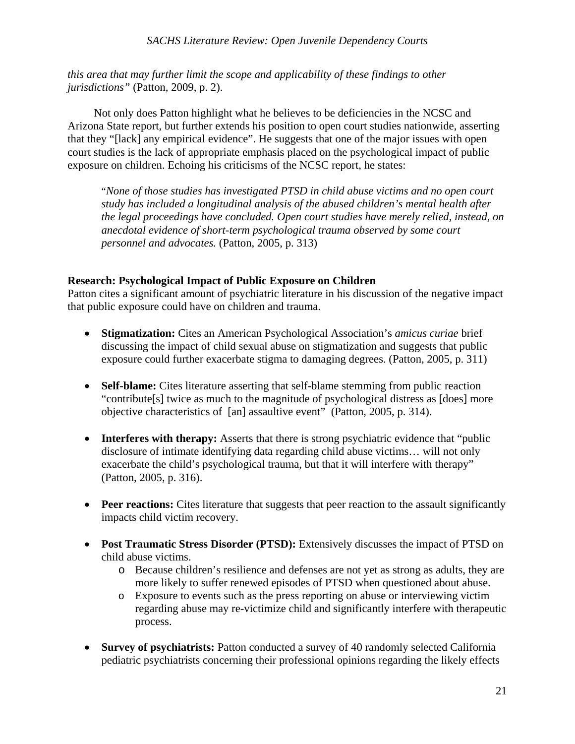*this area that may further limit the scope and applicability of these findings to other jurisdictions"* (Patton, 2009, p. 2).

Not only does Patton highlight what he believes to be deficiencies in the NCSC and Arizona State report, but further extends his position to open court studies nationwide, asserting that they "[lack] any empirical evidence". He suggests that one of the major issues with open court studies is the lack of appropriate emphasis placed on the psychological impact of public exposure on children. Echoing his criticisms of the NCSC report, he states:

> "*None of those studies has investigated PTSD in child abuse victims and no open court study has included a longitudinal analysis of the abused children's mental health after the legal proceedings have concluded. Open court studies have merely relied, instead, on anecdotal evidence of short-term psychological trauma observed by some court personnel and advocates.* (Patton, 2005, p. 313)

**Research: Psychological Impact of Public Exposure on Children**

Patton cites a significant amount of psychiatric literature in his discussion of the negative impact that public exposure could have on children and trauma.

- **Stigmatization:** Cites an American Psychological Association's *amicus curiae* brief discussing the impact of child sexual abuse on stigmatization and suggests that public exposure could further exacerbate stigma to damaging degrees. (Patton, 2005, p. 311)
- **Self-blame:** Cites literature asserting that self-blame stemming from public reaction "contribute[s] twice as much to the magnitude of psychological distress as [does] more objective characteristics of [an] assaultive event" (Patton, 2005, p. 314).
- **Interferes with therapy:** Asserts that there is strong psychiatric evidence that "public disclosure of intimate identifying data regarding child abuse victims… will not only exacerbate the child's psychological trauma, but that it will interfere with therapy" (Patton, 2005, p. 316).
- **Peer reactions:** Cites literature that suggests that peer reaction to the assault significantly impacts child victim recovery.
- **Post Traumatic Stress Disorder (PTSD):** Extensively discusses the impact of PTSD on child abuse victims.
  - Because children's resilience and defenses are not yet as strong as adults, they are more likely to suffer renewed episodes of PTSD when questioned about abuse.
  - Exposure to events such as the press reporting on abuse or interviewing victim regarding abuse may re-victimize child and significantly interfere with therapeutic process.
- **Survey of psychiatrists:** Patton conducted a survey of 40 randomly selected California pediatric psychiatrists concerning their professional opinions regarding the likely effects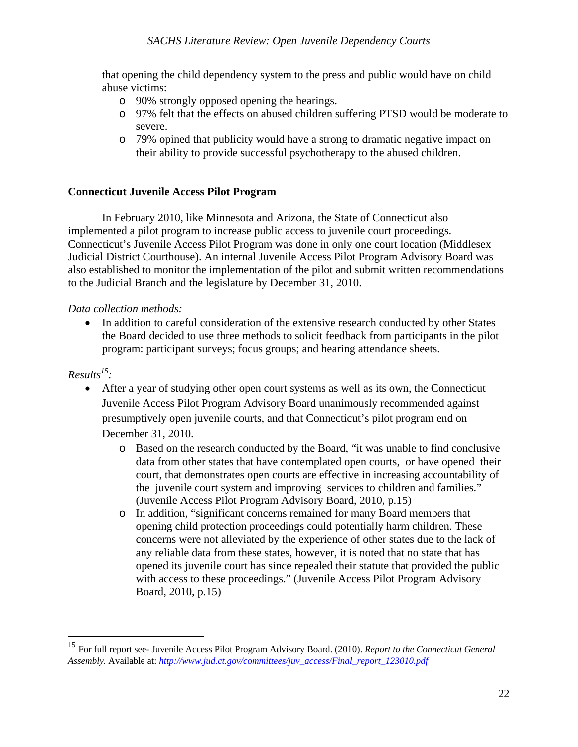that opening the child dependency system to the press and public would have on child abuse victims:

- 90% strongly opposed opening the hearings.
- 97% felt that the effects on abused children suffering PTSD would be moderate to severe.
- 79% opined that publicity would have a strong to dramatic negative impact on their ability to provide successful psychotherapy to the abused children.

**Connecticut Juvenile Access Pilot Program**

In February 2010, like Minnesota and Arizona, the State of Connecticut also implemented a pilot program to increase public access to juvenile court proceedings. Connecticut's Juvenile Access Pilot Program was done in only one court location (Middlesex Judicial District Courthouse). An internal Juvenile Access Pilot Program Advisory Board was also established to monitor the implementation of the pilot and submit written recommendations to the Judicial Branch and the legislature by December 31, 2010.

*Data collection methods:*

- In addition to careful consideration of the extensive research conducted by other States the Board decided to use three methods to solicit feedback from participants in the pilot program: participant surveys; focus groups; and hearing attendance sheets.

*Results[15]:*

- After a year of studying other open court systems as well as its own, the Connecticut Juvenile Access Pilot Program Advisory Board unanimously recommended against presumptively open juvenile courts, and that Connecticut's pilot program end on December 31, 2010.
  - Based on the research conducted by the Board, "it was unable to find conclusive data from other states that have contemplated open courts, or have opened their court, that demonstrates open courts are effective in increasing accountability of the juvenile court system and improving services to children and families." (Juvenile Access Pilot Program Advisory Board, 2010, p.15)
  - In addition, "significant concerns remained for many Board members that opening child protection proceedings could potentially harm children. These concerns were not alleviated by the experience of other states due to the lack of any reliable data from these states, however, it is noted that no state that has opened its juvenile court has since repealed their statute that provided the public with access to these proceedings." (Juvenile Access Pilot Program Advisory Board, 2010, p.15)

---

[15] For full report see- Juvenile Access Pilot Program Advisory Board. (2010). *Report to the Connecticut General Assembly.* Available at: *http://www.jud.ct.gov/committees/juv_access/Final_report_123010.pdf*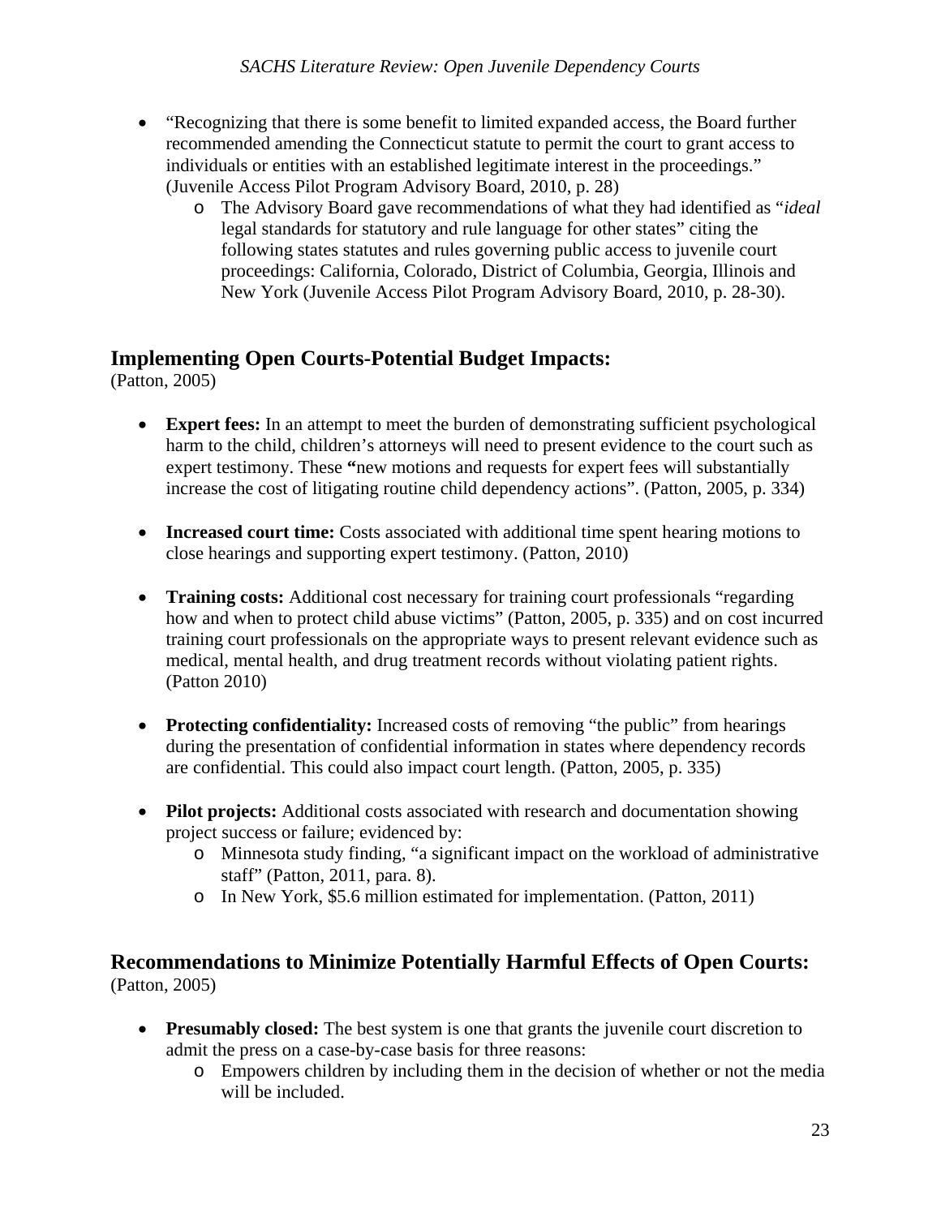- "Recognizing that there is some benefit to limited expanded access, the Board further recommended amending the Connecticut statute to permit the court to grant access to individuals or entities with an established legitimate interest in the proceedings." (Juvenile Access Pilot Program Advisory Board, 2010, p. 28)
  - The Advisory Board gave recommendations of what they had identified as "*ideal* legal standards for statutory and rule language for other states" citing the following states statutes and rules governing public access to juvenile court proceedings: California, Colorado, District of Columbia, Georgia, Illinois and New York (Juvenile Access Pilot Program Advisory Board, 2010, p. 28-30).

## Implementing Open Courts-Potential Budget Impacts:

(Patton, 2005)

- **Expert fees:** In an attempt to meet the burden of demonstrating sufficient psychological harm to the child, children's attorneys will need to present evidence to the court such as expert testimony. These **"**new motions and requests for expert fees will substantially increase the cost of litigating routine child dependency actions". (Patton, 2005, p. 334)

- **Increased court time:** Costs associated with additional time spent hearing motions to close hearings and supporting expert testimony. (Patton, 2010)

- **Training costs:** Additional cost necessary for training court professionals "regarding how and when to protect child abuse victims" (Patton, 2005, p. 335) and on cost incurred training court professionals on the appropriate ways to present relevant evidence such as medical, mental health, and drug treatment records without violating patient rights. (Patton 2010)

- **Protecting confidentiality:** Increased costs of removing "the public" from hearings during the presentation of confidential information in states where dependency records are confidential. This could also impact court length. (Patton, 2005, p. 335)

- **Pilot projects:** Additional costs associated with research and documentation showing project success or failure; evidenced by:
  - Minnesota study finding, "a significant impact on the workload of administrative staff" (Patton, 2011, para. 8).
  - In New York, $5.6 million estimated for implementation. (Patton, 2011)

## Recommendations to Minimize Potentially Harmful Effects of Open Courts:

(Patton, 2005)

- **Presumably closed:** The best system is one that grants the juvenile court discretion to admit the press on a case-by-case basis for three reasons:
  - Empowers children by including them in the decision of whether or not the media will be included.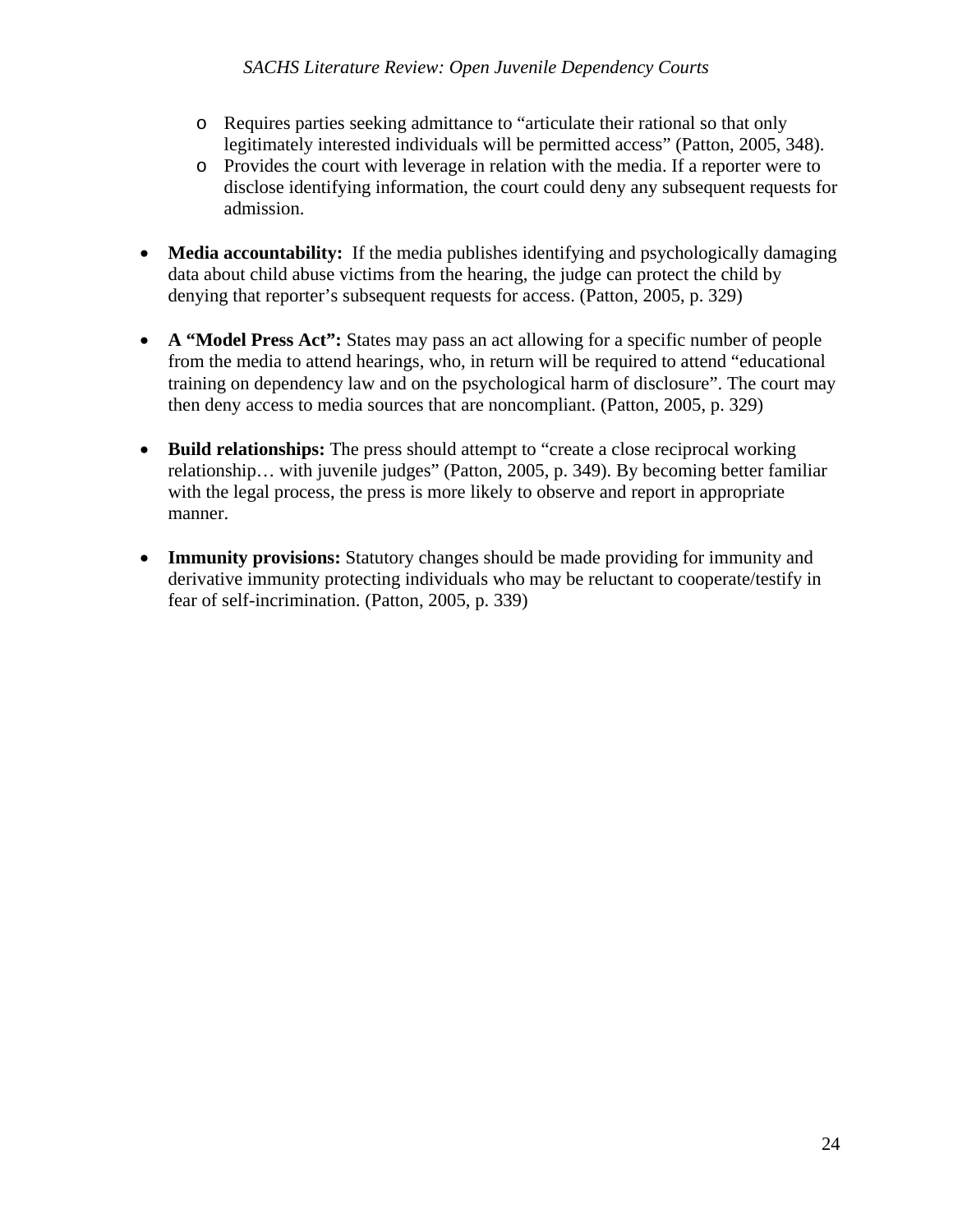- Requires parties seeking admittance to "articulate their rational so that only legitimately interested individuals will be permitted access" (Patton, 2005, 348).
    - Provides the court with leverage in relation with the media. If a reporter were to disclose identifying information, the court could deny any subsequent requests for admission.

- **Media accountability:** If the media publishes identifying and psychologically damaging data about child abuse victims from the hearing, the judge can protect the child by denying that reporter's subsequent requests for access. (Patton, 2005, p. 329)

- **A "Model Press Act":** States may pass an act allowing for a specific number of people from the media to attend hearings, who, in return will be required to attend "educational training on dependency law and on the psychological harm of disclosure". The court may then deny access to media sources that are noncompliant. (Patton, 2005, p. 329)

- **Build relationships:** The press should attempt to "create a close reciprocal working relationship… with juvenile judges" (Patton, 2005, p. 349). By becoming better familiar with the legal process, the press is more likely to observe and report in appropriate manner.

- **Immunity provisions:** Statutory changes should be made providing for immunity and derivative immunity protecting individuals who may be reluctant to cooperate/testify in fear of self-incrimination. (Patton, 2005, p. 339)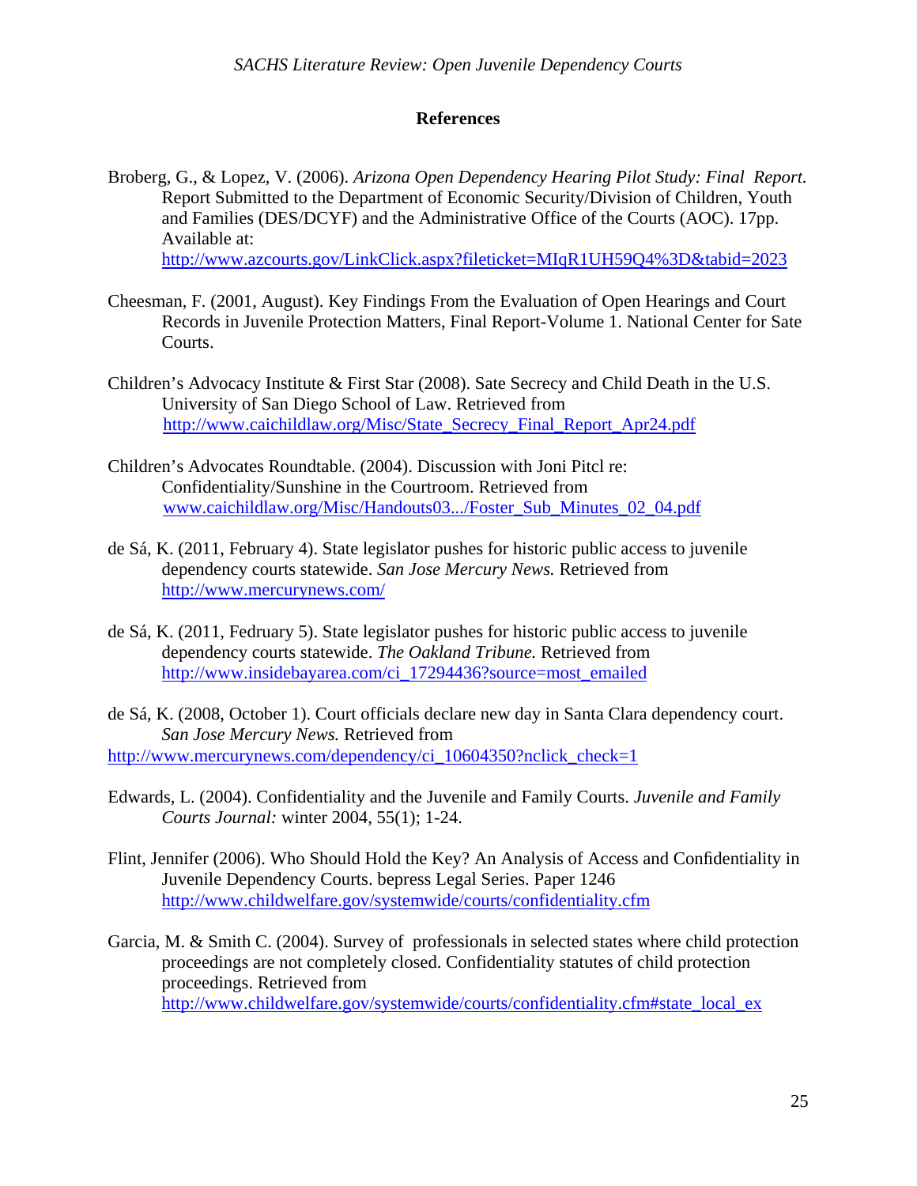## References

Broberg, G., & Lopez, V. (2006). *Arizona Open Dependency Hearing Pilot Study: Final Report.* Report Submitted to the Department of Economic Security/Division of Children, Youth and Families (DES/DCYF) and the Administrative Office of the Courts (AOC). 17pp. Available at: http://www.azcourts.gov/LinkClick.aspx?fileticket=MIqR1UH59Q4%3D&tabid=2023

Cheesman, F. (2001, August). Key Findings From the Evaluation of Open Hearings and Court Records in Juvenile Protection Matters, Final Report-Volume 1. National Center for Sate Courts.

Children's Advocacy Institute & First Star (2008). Sate Secrecy and Child Death in the U.S. University of San Diego School of Law. Retrieved from http://www.caichildlaw.org/Misc/State_Secrecy_Final_Report_Apr24.pdf

Children's Advocates Roundtable. (2004). Discussion with Joni Pitcl re: Confidentiality/Sunshine in the Courtroom. Retrieved from www.caichildlaw.org/Misc/Handouts03.../Foster_Sub_Minutes_02_04.pdf

de Sá, K. (2011, February 4). State legislator pushes for historic public access to juvenile dependency courts statewide. *San Jose Mercury News.* Retrieved from http://www.mercurynews.com/

de Sá, K. (2011, Fedruary 5). State legislator pushes for historic public access to juvenile dependency courts statewide. *The Oakland Tribune.* Retrieved from http://www.insidebayarea.com/ci_17294436?source=most_emailed

de Sá, K. (2008, October 1). Court officials declare new day in Santa Clara dependency court. *San Jose Mercury News.* Retrieved from http://www.mercurynews.com/dependency/ci_10604350?nclick_check=1

Edwards, L. (2004). Confidentiality and the Juvenile and Family Courts. *Juvenile and Family Courts Journal:* winter 2004, 55(1); 1-24.

Flint, Jennifer (2006). Who Should Hold the Key? An Analysis of Access and Confidentiality in Juvenile Dependency Courts. bepress Legal Series. Paper 1246 http://www.childwelfare.gov/systemwide/courts/confidentiality.cfm

Garcia, M. & Smith C. (2004). Survey of professionals in selected states where child protection proceedings are not completely closed. Confidentiality statutes of child protection proceedings. Retrieved from http://www.childwelfare.gov/systemwide/courts/confidentiality.cfm#state_local_ex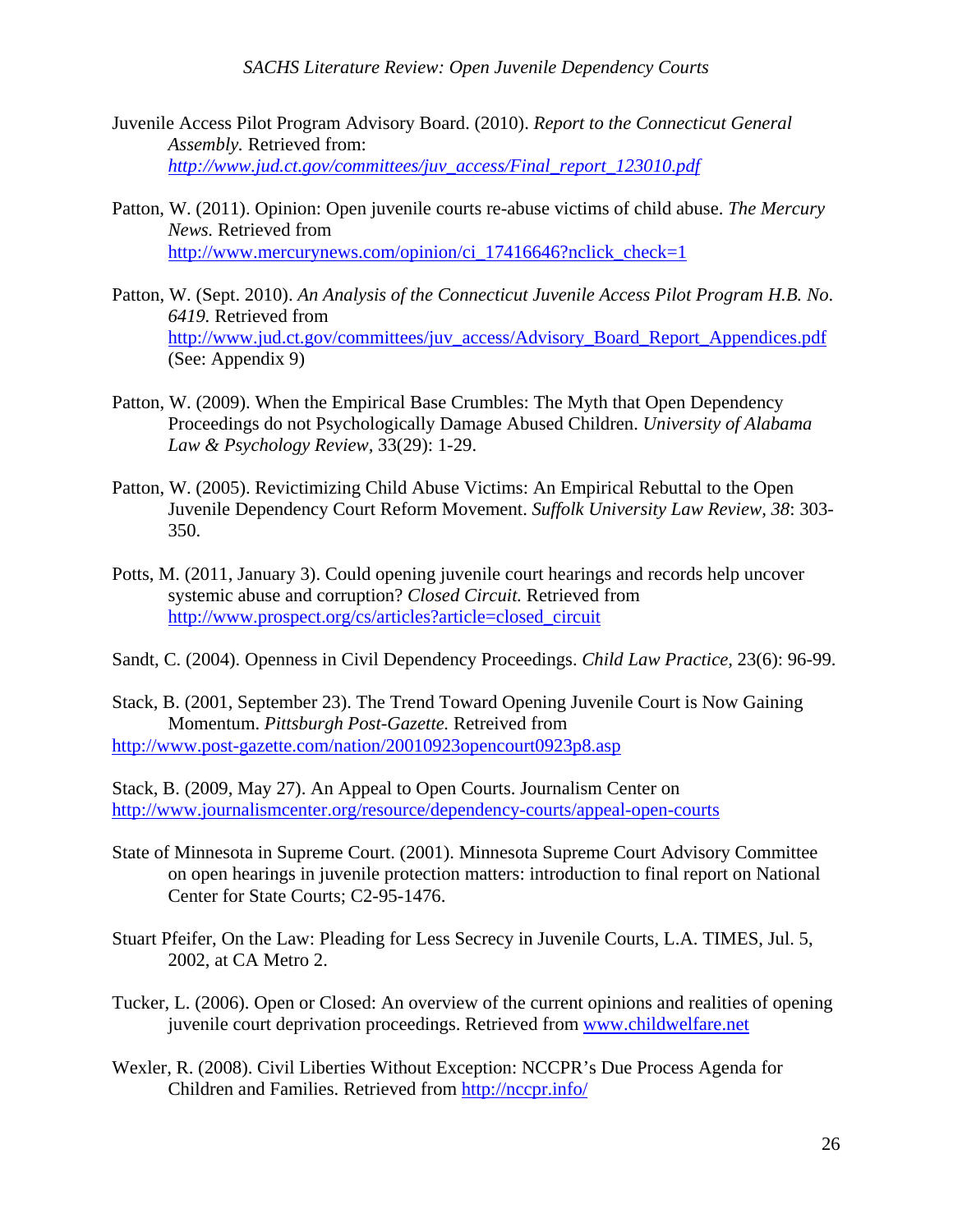Juvenile Access Pilot Program Advisory Board. (2010). *Report to the Connecticut General Assembly.* Retrieved from: *http://www.jud.ct.gov/committees/juv_access/Final_report_123010.pdf*

Patton, W. (2011). Opinion: Open juvenile courts re-abuse victims of child abuse. *The Mercury News.* Retrieved from http://www.mercurynews.com/opinion/ci_17416646?nclick_check=1

Patton, W. (Sept. 2010). *An Analysis of the Connecticut Juvenile Access Pilot Program H.B. No. 6419.* Retrieved from http://www.jud.ct.gov/committees/juv_access/Advisory_Board_Report_Appendices.pdf (See: Appendix 9)

Patton, W. (2009). When the Empirical Base Crumbles: The Myth that Open Dependency Proceedings do not Psychologically Damage Abused Children. *University of Alabama Law & Psychology Review,* 33(29): 1-29.

Patton, W. (2005). Revictimizing Child Abuse Victims: An Empirical Rebuttal to the Open Juvenile Dependency Court Reform Movement. *Suffolk University Law Review, 38*: 303-350.

Potts, M. (2011, January 3). Could opening juvenile court hearings and records help uncover systemic abuse and corruption? *Closed Circuit.* Retrieved from http://www.prospect.org/cs/articles?article=closed_circuit

Sandt, C. (2004). Openness in Civil Dependency Proceedings. *Child Law Practice,* 23(6): 96-99.

Stack, B. (2001, September 23). The Trend Toward Opening Juvenile Court is Now Gaining Momentum. *Pittsburgh Post-Gazette.* Retreived from http://www.post-gazette.com/nation/20010923opencourt0923p8.asp

Stack, B. (2009, May 27). An Appeal to Open Courts. Journalism Center on http://www.journalismcenter.org/resource/dependency-courts/appeal-open-courts

State of Minnesota in Supreme Court. (2001). Minnesota Supreme Court Advisory Committee on open hearings in juvenile protection matters: introduction to final report on National Center for State Courts; C2-95-1476.

Stuart Pfeifer, On the Law: Pleading for Less Secrecy in Juvenile Courts, L.A. TIMES, Jul. 5, 2002, at CA Metro 2.

Tucker, L. (2006). Open or Closed: An overview of the current opinions and realities of opening juvenile court deprivation proceedings. Retrieved from www.childwelfare.net

Wexler, R. (2008). Civil Liberties Without Exception: NCCPR's Due Process Agenda for Children and Families. Retrieved from http://nccpr.info/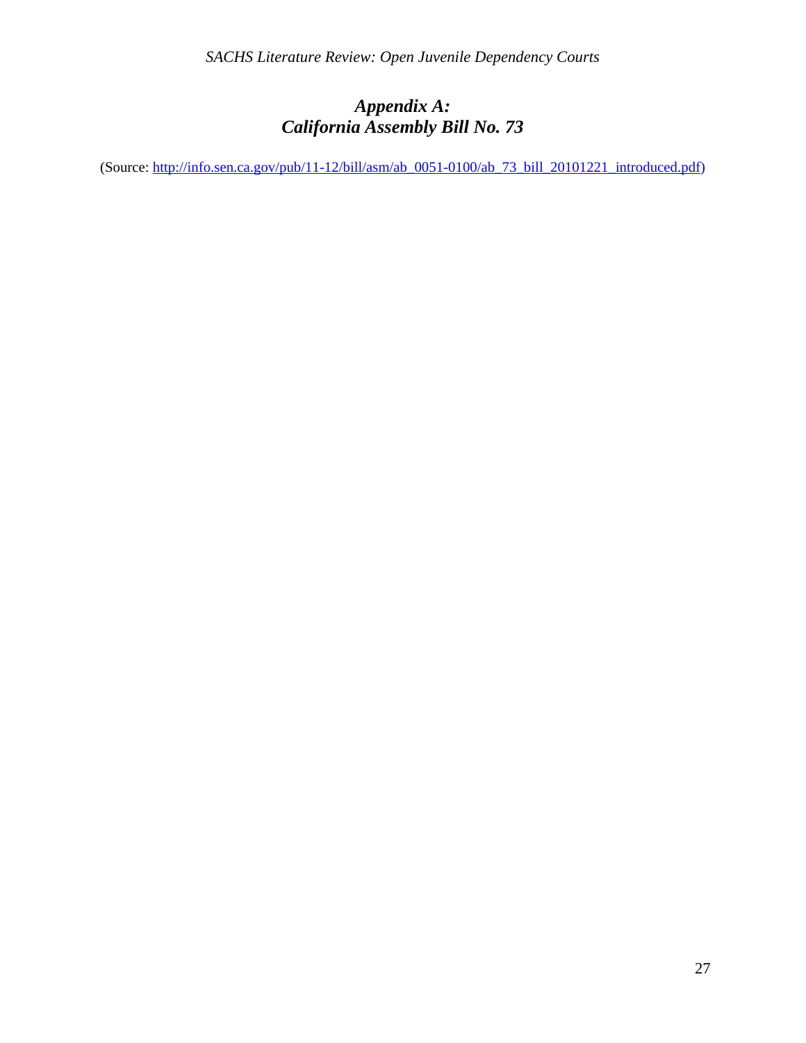## *Appendix A: California Assembly Bill No. 73*

(Source: [http://info.sen.ca.gov/pub/11-12/bill/asm/ab_0051-0100/ab_73_bill_20101221_introduced.pdf](http://info.sen.ca.gov/pub/11-12/bill/asm/ab_0051-0100/ab_73_bill_20101221_introduced.pdf))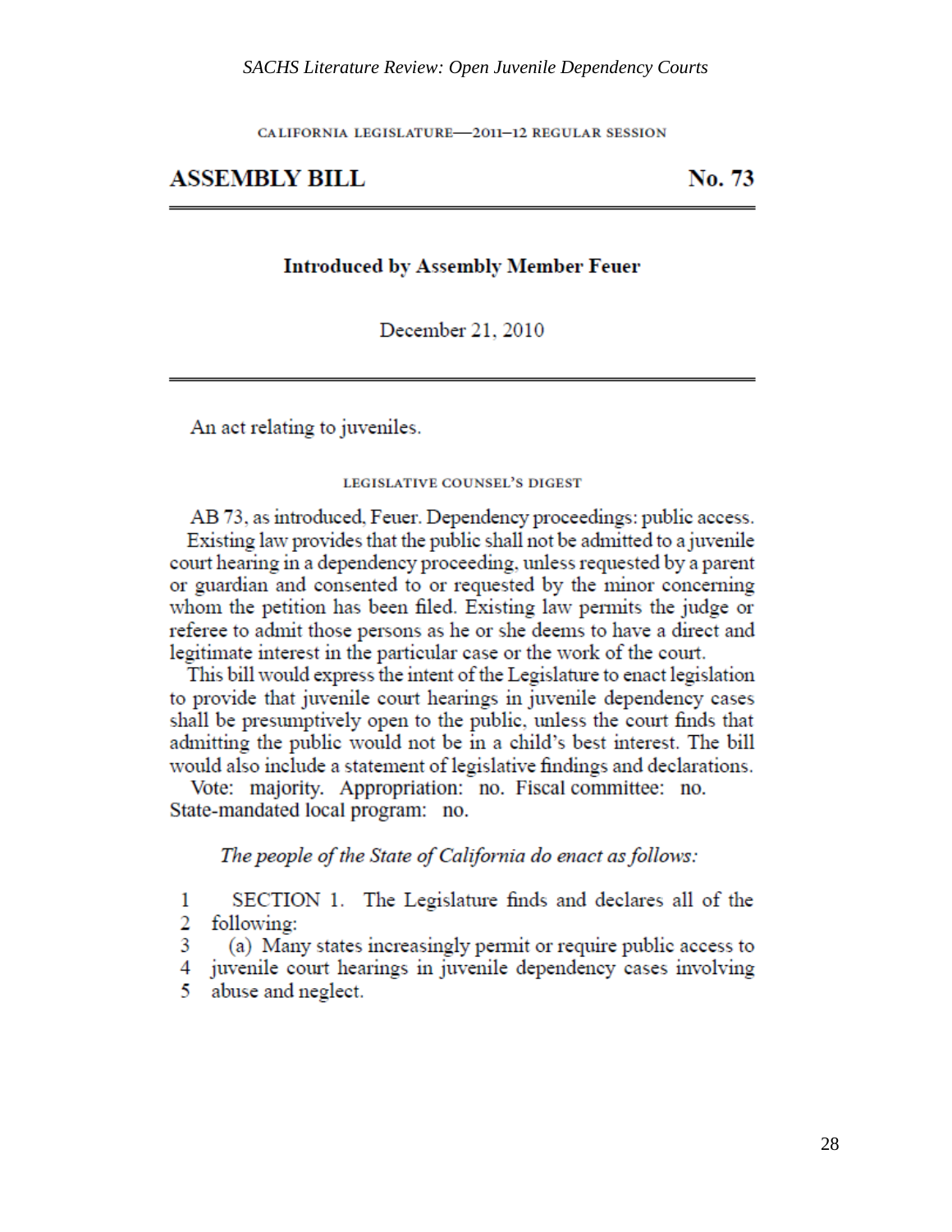CALIFORNIA LEGISLATURE—2011–12 REGULAR SESSION

**ASSEMBLY BILL** **No. 73**

---

**Introduced by Assembly Member Feuer**

December 21, 2010

---

An act relating to juveniles.

LEGISLATIVE COUNSEL'S DIGEST

AB 73, as introduced, Feuer. Dependency proceedings: public access.

Existing law provides that the public shall not be admitted to a juvenile court hearing in a dependency proceeding, unless requested by a parent or guardian and consented to or requested by the minor concerning whom the petition has been filed. Existing law permits the judge or referee to admit those persons as he or she deems to have a direct and legitimate interest in the particular case or the work of the court.

This bill would express the intent of the Legislature to enact legislation to provide that juvenile court hearings in juvenile dependency cases shall be presumptively open to the public, unless the court finds that admitting the public would not be in a child's best interest. The bill would also include a statement of legislative findings and declarations.

Vote: majority. Appropriation: no. Fiscal committee: no. State-mandated local program: no.

*The people of the State of California do enact as follows:*

1 SECTION 1. The Legislature finds and declares all of the
2 following:
3 (a) Many states increasingly permit or require public access to
4 juvenile court hearings in juvenile dependency cases involving
5 abuse and neglect.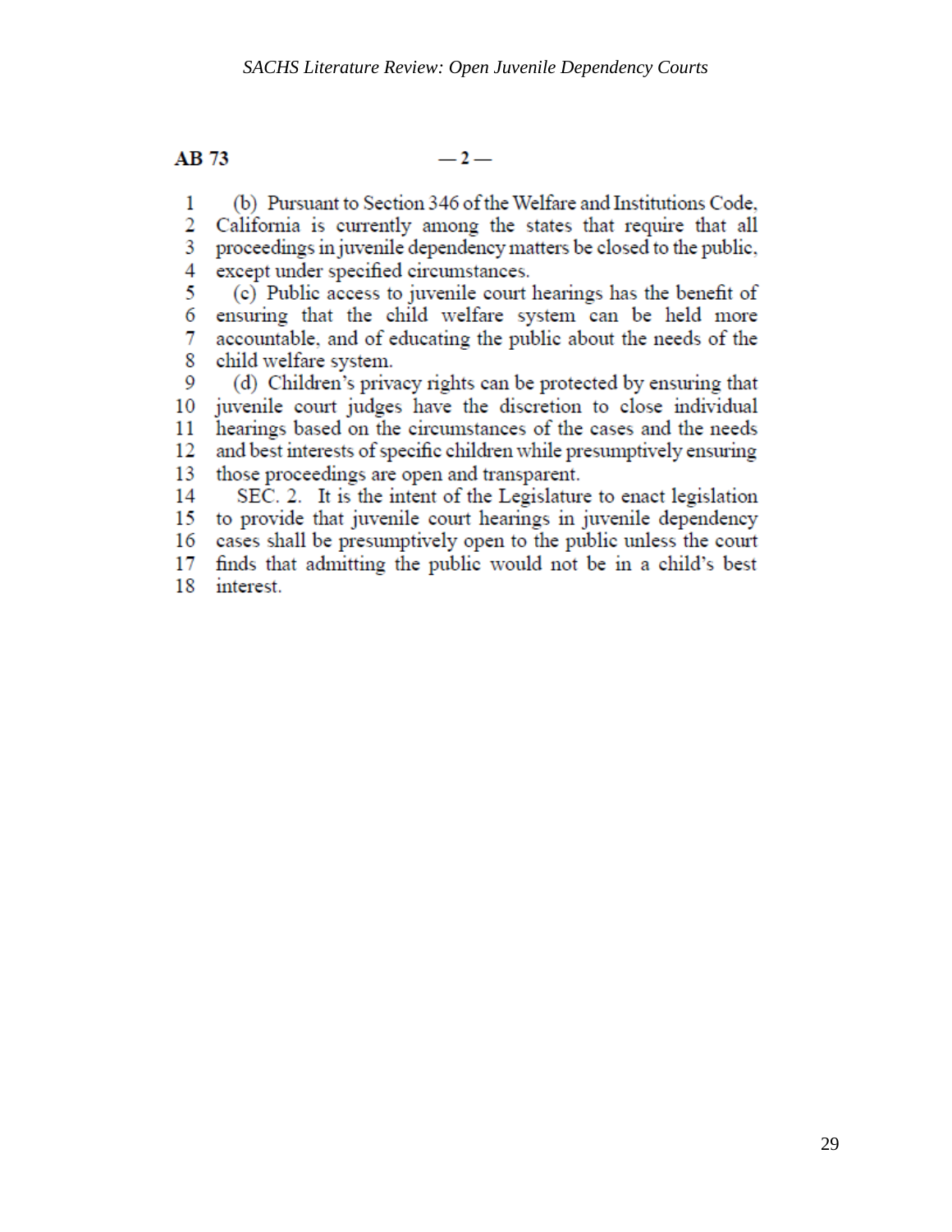**AB 73** — 2 —

(b) Pursuant to Section 346 of the Welfare and Institutions Code, California is currently among the states that require that all proceedings in juvenile dependency matters be closed to the public, except under specified circumstances.

(c) Public access to juvenile court hearings has the benefit of ensuring that the child welfare system can be held more accountable, and of educating the public about the needs of the child welfare system.

(d) Children's privacy rights can be protected by ensuring that juvenile court judges have the discretion to close individual hearings based on the circumstances of the cases and the needs and best interests of specific children while presumptively ensuring those proceedings are open and transparent.

SEC. 2. It is the intent of the Legislature to enact legislation to provide that juvenile court hearings in juvenile dependency cases shall be presumptively open to the public unless the court finds that admitting the public would not be in a child's best interest.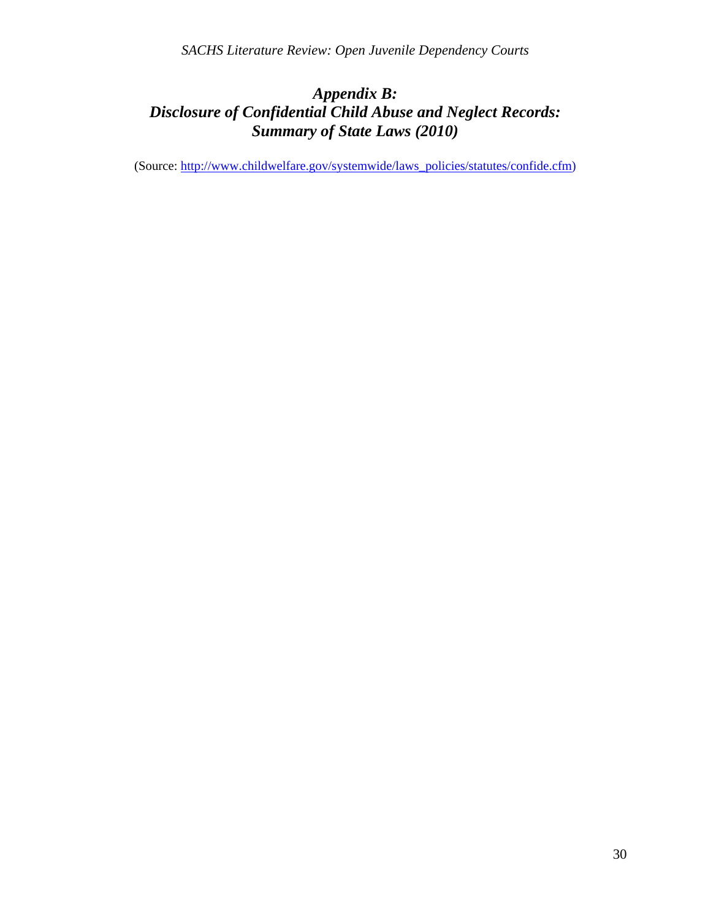## *Appendix B: Disclosure of Confidential Child Abuse and Neglect Records: Summary of State Laws (2010)*

(Source: http://www.childwelfare.gov/systemwide/laws_policies/statutes/confide.cfm)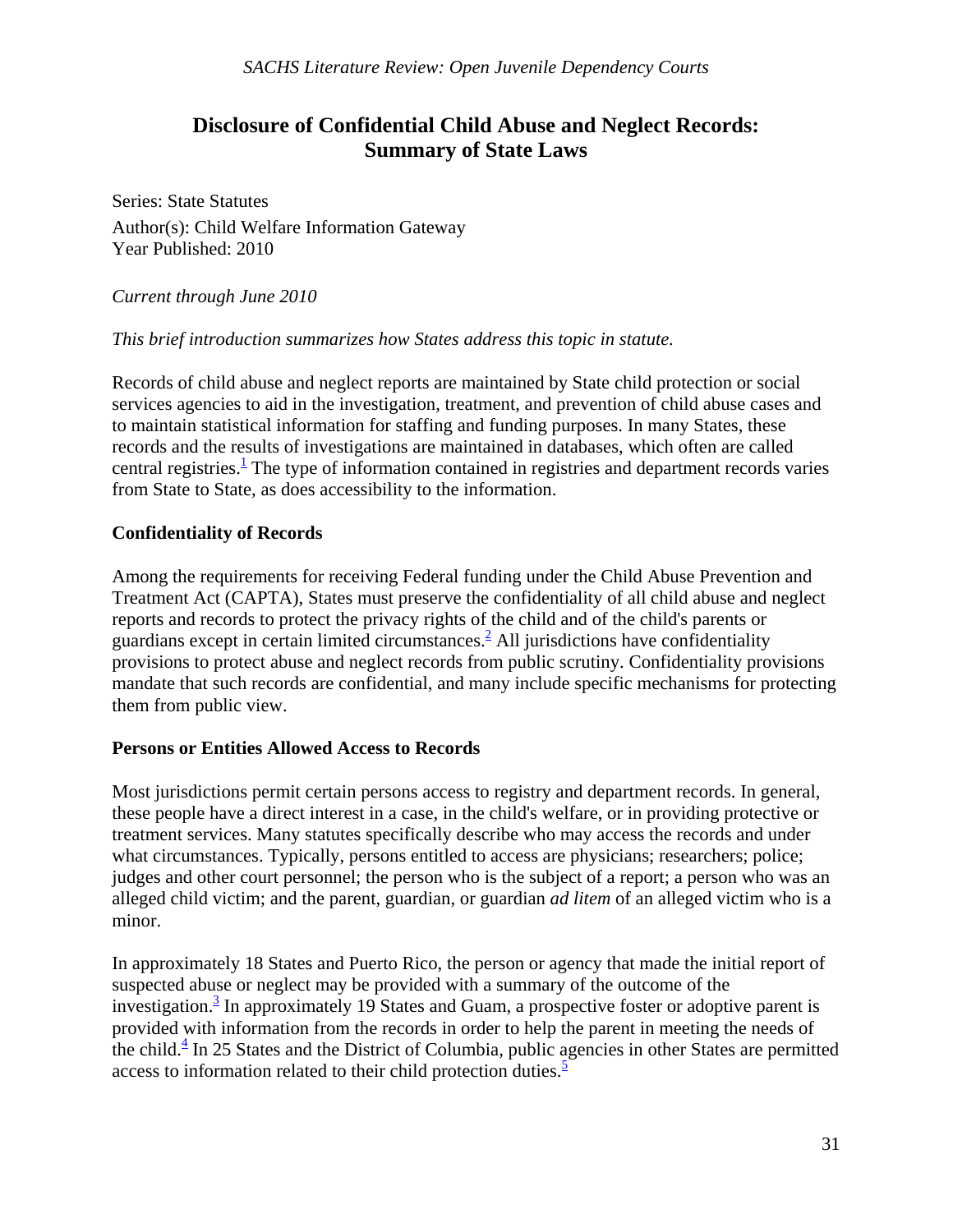# Disclosure of Confidential Child Abuse and Neglect Records: Summary of State Laws

Series: State Statutes

Author(s): Child Welfare Information Gateway

Year Published: 2010

*Current through June 2010*

*This brief introduction summarizes how States address this topic in statute.*

Records of child abuse and neglect reports are maintained by State child protection or social services agencies to aid in the investigation, treatment, and prevention of child abuse cases and to maintain statistical information for staffing and funding purposes. In many States, these records and the results of investigations are maintained in databases, which often are called central registries.[1] The type of information contained in registries and department records varies from State to State, as does accessibility to the information.

## Confidentiality of Records

Among the requirements for receiving Federal funding under the Child Abuse Prevention and Treatment Act (CAPTA), States must preserve the confidentiality of all child abuse and neglect reports and records to protect the privacy rights of the child and of the child's parents or guardians except in certain limited circumstances.[2] All jurisdictions have confidentiality provisions to protect abuse and neglect records from public scrutiny. Confidentiality provisions mandate that such records are confidential, and many include specific mechanisms for protecting them from public view.

## Persons or Entities Allowed Access to Records

Most jurisdictions permit certain persons access to registry and department records. In general, these people have a direct interest in a case, in the child's welfare, or in providing protective or treatment services. Many statutes specifically describe who may access the records and under what circumstances. Typically, persons entitled to access are physicians; researchers; police; judges and other court personnel; the person who is the subject of a report; a person who was an alleged child victim; and the parent, guardian, or guardian *ad litem* of an alleged victim who is a minor.

In approximately 18 States and Puerto Rico, the person or agency that made the initial report of suspected abuse or neglect may be provided with a summary of the outcome of the investigation.[3] In approximately 19 States and Guam, a prospective foster or adoptive parent is provided with information from the records in order to help the parent in meeting the needs of the child.[4] In 25 States and the District of Columbia, public agencies in other States are permitted access to information related to their child protection duties.[5]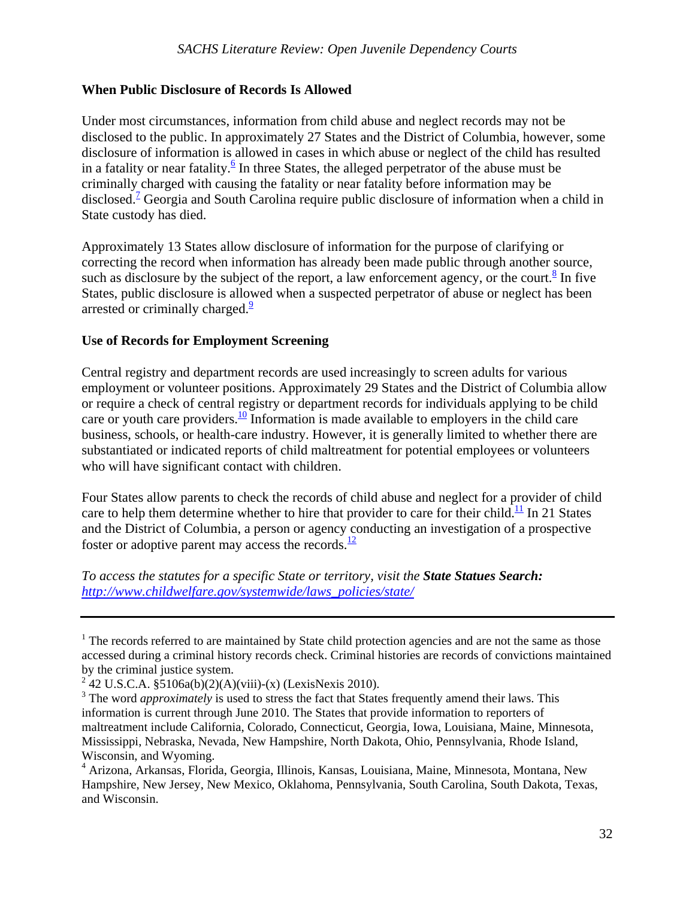## When Public Disclosure of Records Is Allowed

Under most circumstances, information from child abuse and neglect records may not be disclosed to the public. In approximately 27 States and the District of Columbia, however, some disclosure of information is allowed in cases in which abuse or neglect of the child has resulted in a fatality or near fatality.[6] In three States, the alleged perpetrator of the abuse must be criminally charged with causing the fatality or near fatality before information may be disclosed.[7] Georgia and South Carolina require public disclosure of information when a child in State custody has died.

Approximately 13 States allow disclosure of information for the purpose of clarifying or correcting the record when information has already been made public through another source, such as disclosure by the subject of the report, a law enforcement agency, or the court.[8] In five States, public disclosure is allowed when a suspected perpetrator of abuse or neglect has been arrested or criminally charged.[9]

## Use of Records for Employment Screening

Central registry and department records are used increasingly to screen adults for various employment or volunteer positions. Approximately 29 States and the District of Columbia allow or require a check of central registry or department records for individuals applying to be child care or youth care providers.[10] Information is made available to employers in the child care business, schools, or health-care industry. However, it is generally limited to whether there are substantiated or indicated reports of child maltreatment for potential employees or volunteers who will have significant contact with children.

Four States allow parents to check the records of child abuse and neglect for a provider of child care to help them determine whether to hire that provider to care for their child.[11] In 21 States and the District of Columbia, a person or agency conducting an investigation of a prospective foster or adoptive parent may access the records.[12]

*To access the statutes for a specific State or territory, visit the* ***State Statues Search:*** *http://www.childwelfare.gov/systemwide/laws_policies/state/*

---

[1] The records referred to are maintained by State child protection agencies and are not the same as those accessed during a criminal history records check. Criminal histories are records of convictions maintained by the criminal justice system.

[2] 42 U.S.C.A. §5106a(b)(2)(A)(viii)-(x) (LexisNexis 2010).

[3] The word *approximately* is used to stress the fact that States frequently amend their laws. This information is current through June 2010. The States that provide information to reporters of maltreatment include California, Colorado, Connecticut, Georgia, Iowa, Louisiana, Maine, Minnesota, Mississippi, Nebraska, Nevada, New Hampshire, North Dakota, Ohio, Pennsylvania, Rhode Island, Wisconsin, and Wyoming.

[4] Arizona, Arkansas, Florida, Georgia, Illinois, Kansas, Louisiana, Maine, Minnesota, Montana, New Hampshire, New Jersey, New Mexico, Oklahoma, Pennsylvania, South Carolina, South Dakota, Texas, and Wisconsin.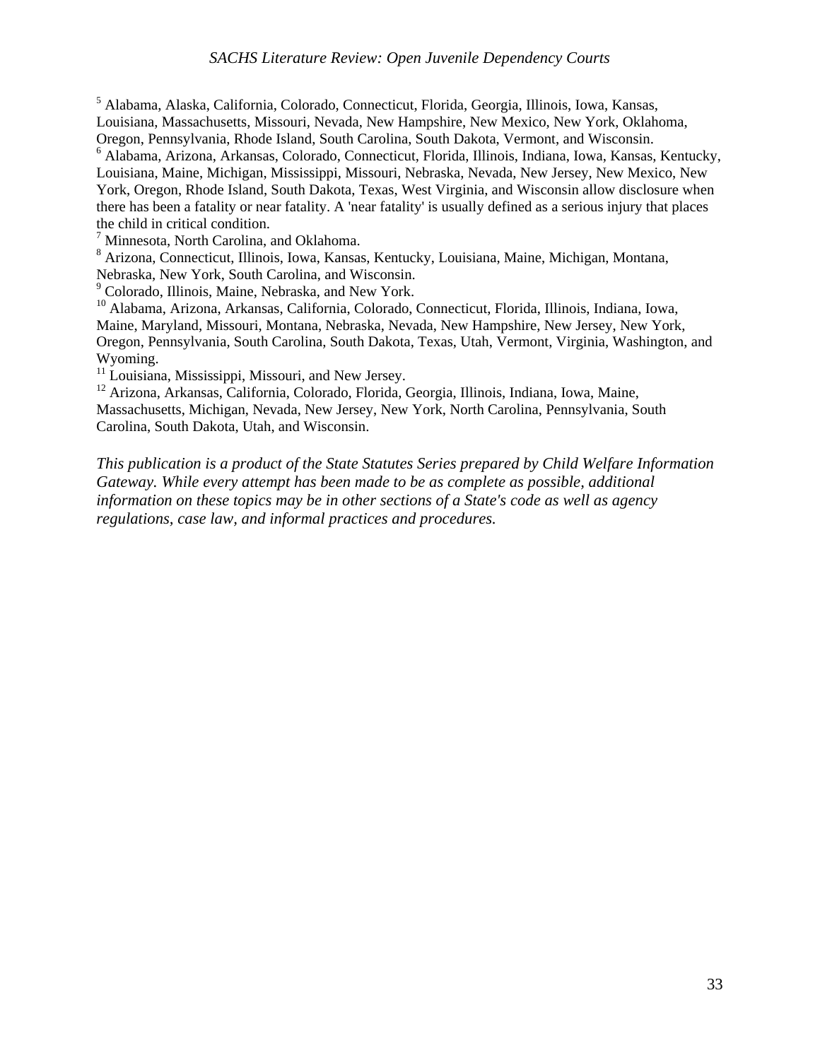[5] Alabama, Alaska, California, Colorado, Connecticut, Florida, Georgia, Illinois, Iowa, Kansas, Louisiana, Massachusetts, Missouri, Nevada, New Hampshire, New Mexico, New York, Oklahoma, Oregon, Pennsylvania, Rhode Island, South Carolina, South Dakota, Vermont, and Wisconsin.

[6] Alabama, Arizona, Arkansas, Colorado, Connecticut, Florida, Illinois, Indiana, Iowa, Kansas, Kentucky, Louisiana, Maine, Michigan, Mississippi, Missouri, Nebraska, Nevada, New Jersey, New Mexico, New York, Oregon, Rhode Island, South Dakota, Texas, West Virginia, and Wisconsin allow disclosure when there has been a fatality or near fatality. A 'near fatality' is usually defined as a serious injury that places the child in critical condition.

[7] Minnesota, North Carolina, and Oklahoma.

[8] Arizona, Connecticut, Illinois, Iowa, Kansas, Kentucky, Louisiana, Maine, Michigan, Montana, Nebraska, New York, South Carolina, and Wisconsin.

[9] Colorado, Illinois, Maine, Nebraska, and New York.

[10] Alabama, Arizona, Arkansas, California, Colorado, Connecticut, Florida, Illinois, Indiana, Iowa, Maine, Maryland, Missouri, Montana, Nebraska, Nevada, New Hampshire, New Jersey, New York, Oregon, Pennsylvania, South Carolina, South Dakota, Texas, Utah, Vermont, Virginia, Washington, and Wyoming.

[11] Louisiana, Mississippi, Missouri, and New Jersey.

[12] Arizona, Arkansas, California, Colorado, Florida, Georgia, Illinois, Indiana, Iowa, Maine, Massachusetts, Michigan, Nevada, New Jersey, New York, North Carolina, Pennsylvania, South Carolina, South Dakota, Utah, and Wisconsin.

*This publication is a product of the State Statutes Series prepared by Child Welfare Information Gateway. While every attempt has been made to be as complete as possible, additional information on these topics may be in other sections of a State's code as well as agency regulations, case law, and informal practices and procedures.*